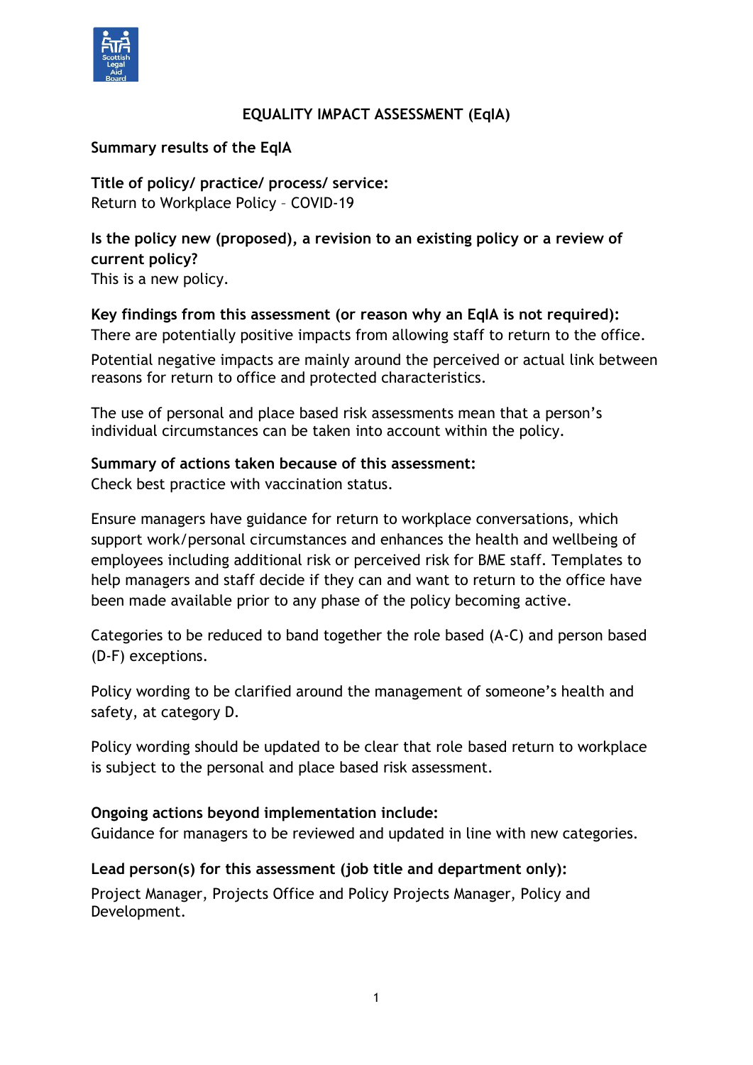# EQUALITY IMPACT ASSESSMENT (EqIA)

## Summary results of the EqIA

**Title of policy/ practice/ process/ service:**
Return to Workplace Policy – COVID-19

**Is the policy new (proposed), a revision to an existing policy or a review of current policy?**
This is a new policy.

**Key findings from this assessment (or reason why an EqIA is not required):**
There are potentially positive impacts from allowing staff to return to the office.

Potential negative impacts are mainly around the perceived or actual link between reasons for return to office and protected characteristics.

The use of personal and place based risk assessments mean that a person's individual circumstances can be taken into account within the policy.

**Summary of actions taken because of this assessment:**
Check best practice with vaccination status.

Ensure managers have guidance for return to workplace conversations, which support work/personal circumstances and enhances the health and wellbeing of employees including additional risk or perceived risk for BME staff. Templates to help managers and staff decide if they can and want to return to the office have been made available prior to any phase of the policy becoming active.

Categories to be reduced to band together the role based (A-C) and person based (D-F) exceptions.

Policy wording to be clarified around the management of someone's health and safety, at category D.

Policy wording should be updated to be clear that role based return to workplace is subject to the personal and place based risk assessment.

**Ongoing actions beyond implementation include:**
Guidance for managers to be reviewed and updated in line with new categories.

**Lead person(s) for this assessment (job title and department only):**
Project Manager, Projects Office and Policy Projects Manager, Policy and Development.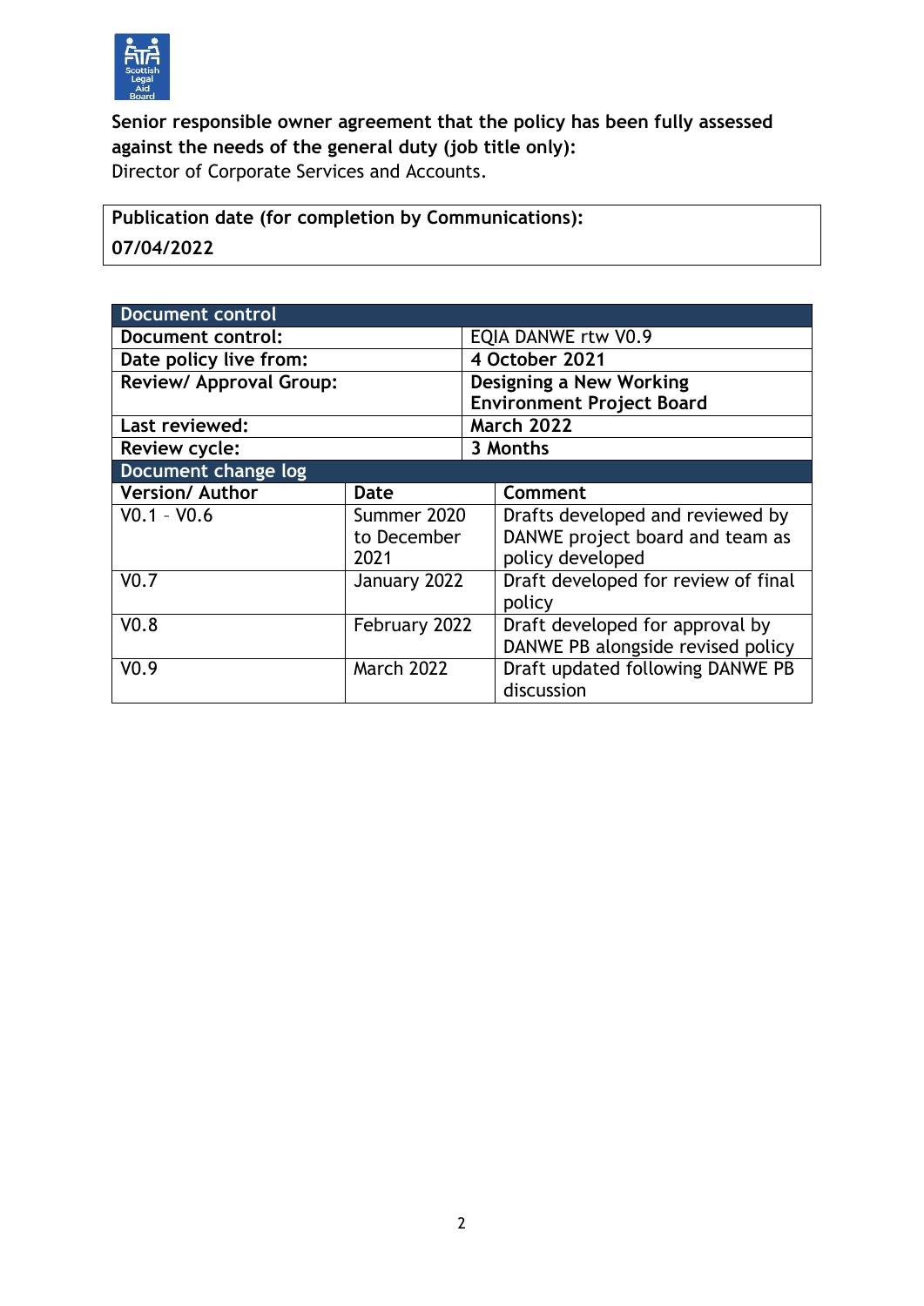**Senior responsible owner agreement that the policy has been fully assessed against the needs of the general duty (job title only):**
Director of Corporate Services and Accounts.

| **Publication date (for completion by Communications):** |
|---|
| **07/04/2022** |

| **Document control** | | |
|---|---|---|
| **Document control:** | | EQIA DANWE rtw V0.9 |
| **Date policy live from:** | | **4 October 2021** |
| **Review/ Approval Group:** | | **Designing a New Working Environment Project Board** |
| **Last reviewed:** | | **March 2022** |
| **Review cycle:** | | **3 Months** |
| **Document change log** | | |
| **Version/ Author** | **Date** | **Comment** |
| V0.1 – V0.6 | Summer 2020 to December 2021 | Drafts developed and reviewed by DANWE project board and team as policy developed |
| V0.7 | January 2022 | Draft developed for review of final policy |
| V0.8 | February 2022 | Draft developed for approval by DANWE PB alongside revised policy |
| V0.9 | March 2022 | Draft updated following DANWE PB discussion |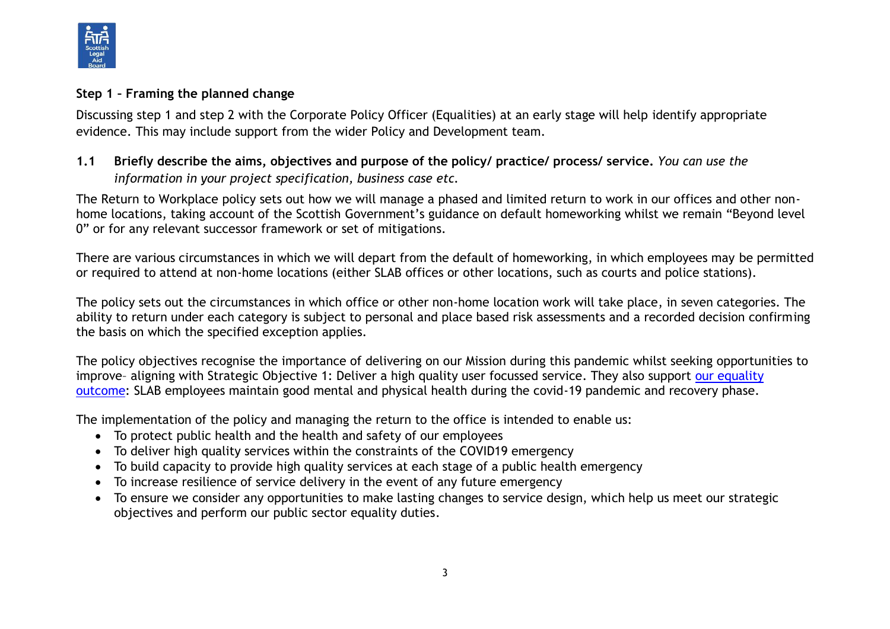## Step 1 – Framing the planned change

Discussing step 1 and step 2 with the Corporate Policy Officer (Equalities) at an early stage will help identify appropriate evidence. This may include support from the wider Policy and Development team.

### 1.1 Briefly describe the aims, objectives and purpose of the policy/ practice/ process/ service. *You can use the information in your project specification, business case etc.*

The Return to Workplace policy sets out how we will manage a phased and limited return to work in our offices and other non-home locations, taking account of the Scottish Government's guidance on default homeworking whilst we remain "Beyond level 0" or for any relevant successor framework or set of mitigations.

There are various circumstances in which we will depart from the default of homeworking, in which employees may be permitted or required to attend at non-home locations (either SLAB offices or other locations, such as courts and police stations).

The policy sets out the circumstances in which office or other non-home location work will take place, in seven categories. The ability to return under each category is subject to personal and place based risk assessments and a recorded decision confirming the basis on which the specified exception applies.

The policy objectives recognise the importance of delivering on our Mission during this pandemic whilst seeking opportunities to improve– aligning with Strategic Objective 1: Deliver a high quality user focussed service. They also support our equality outcome: SLAB employees maintain good mental and physical health during the covid-19 pandemic and recovery phase.

The implementation of the policy and managing the return to the office is intended to enable us:

- To protect public health and the health and safety of our employees
- To deliver high quality services within the constraints of the COVID19 emergency
- To build capacity to provide high quality services at each stage of a public health emergency
- To increase resilience of service delivery in the event of any future emergency
- To ensure we consider any opportunities to make lasting changes to service design, which help us meet our strategic objectives and perform our public sector equality duties.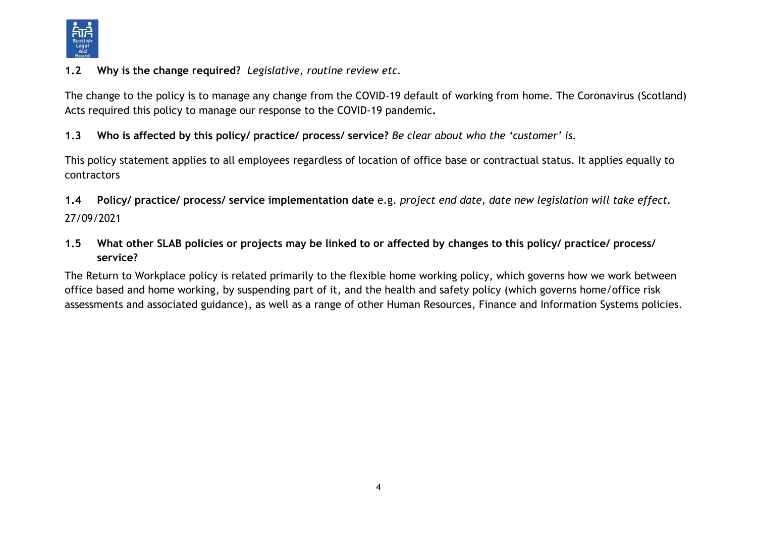**1.2 Why is the change required?** *Legislative, routine review etc.*

The change to the policy is to manage any change from the COVID-19 default of working from home. The Coronavirus (Scotland) Acts required this policy to manage our response to the COVID-19 pandemic**.**

**1.3 Who is affected by this policy/ practice/ process/ service?** *Be clear about who the 'customer' is.*

This policy statement applies to all employees regardless of location of office base or contractual status. It applies equally to contractors

**1.4 Policy/ practice/ process/ service implementation date** e.g. *project end date, date new legislation will take effect.*

27/09/2021

**1.5 What other SLAB policies or projects may be linked to or affected by changes to this policy/ practice/ process/ service?**

The Return to Workplace policy is related primarily to the flexible home working policy, which governs how we work between office based and home working, by suspending part of it, and the health and safety policy (which governs home/office risk assessments and associated guidance), as well as a range of other Human Resources, Finance and Information Systems policies.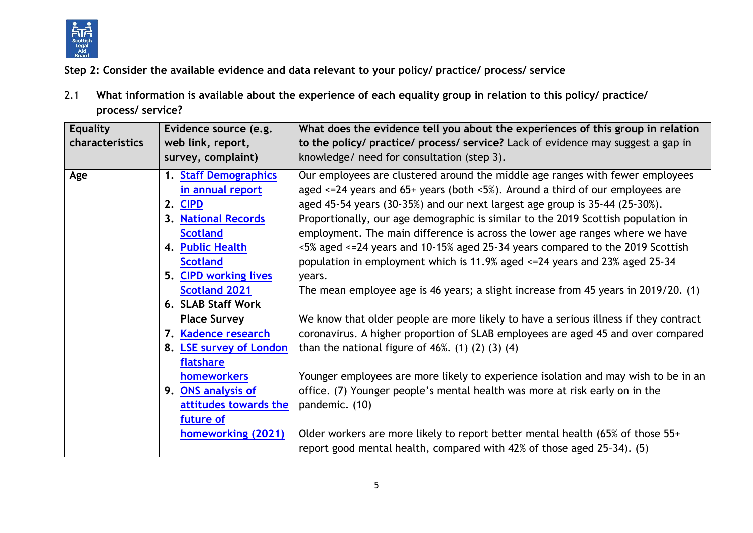**Step 2: Consider the available evidence and data relevant to your policy/ practice/ process/ service**

2.1 **What information is available about the experience of each equality group in relation to this policy/ practice/ process/ service?**

| Equality characteristics | Evidence source (e.g. web link, report, survey, complaint) | **What does the evidence tell you about the experiences of this group in relation to the policy/ practice/ process/ service?** Lack of evidence may suggest a gap in knowledge/ need for consultation (step 3). |
|---|---|---|
| **Age** | 1. Staff Demographics in annual report<br>2. CIPD<br>3. National Records Scotland<br>4. Public Health Scotland<br>5. CIPD working lives Scotland 2021<br>6. SLAB Staff Work Place Survey<br>7. Kadence research<br>8. LSE survey of London flatshare homeworkers<br>9. ONS analysis of attitudes towards the future of homeworking (2021) | Our employees are clustered around the middle age ranges with fewer employees aged <=24 years and 65+ years (both <5%). Around a third of our employees are aged 45-54 years (30-35%) and our next largest age group is 35-44 (25-30%). Proportionally, our age demographic is similar to the 2019 Scottish population in employment. The main difference is across the lower age ranges where we have <5% aged <=24 years and 10-15% aged 25-34 years compared to the 2019 Scottish population in employment which is 11.9% aged <=24 years and 23% aged 25-34 years.<br>The mean employee age is 46 years; a slight increase from 45 years in 2019/20. (1)<br><br>We know that older people are more likely to have a serious illness if they contract coronavirus. A higher proportion of SLAB employees are aged 45 and over compared than the national figure of 46%. (1) (2) (3) (4)<br><br>Younger employees are more likely to experience isolation and may wish to be in an office. (7) Younger people's mental health was more at risk early on in the pandemic. (10)<br><br>Older workers are more likely to report better mental health (65% of those 55+ report good mental health, compared with 42% of those aged 25–34). (5) |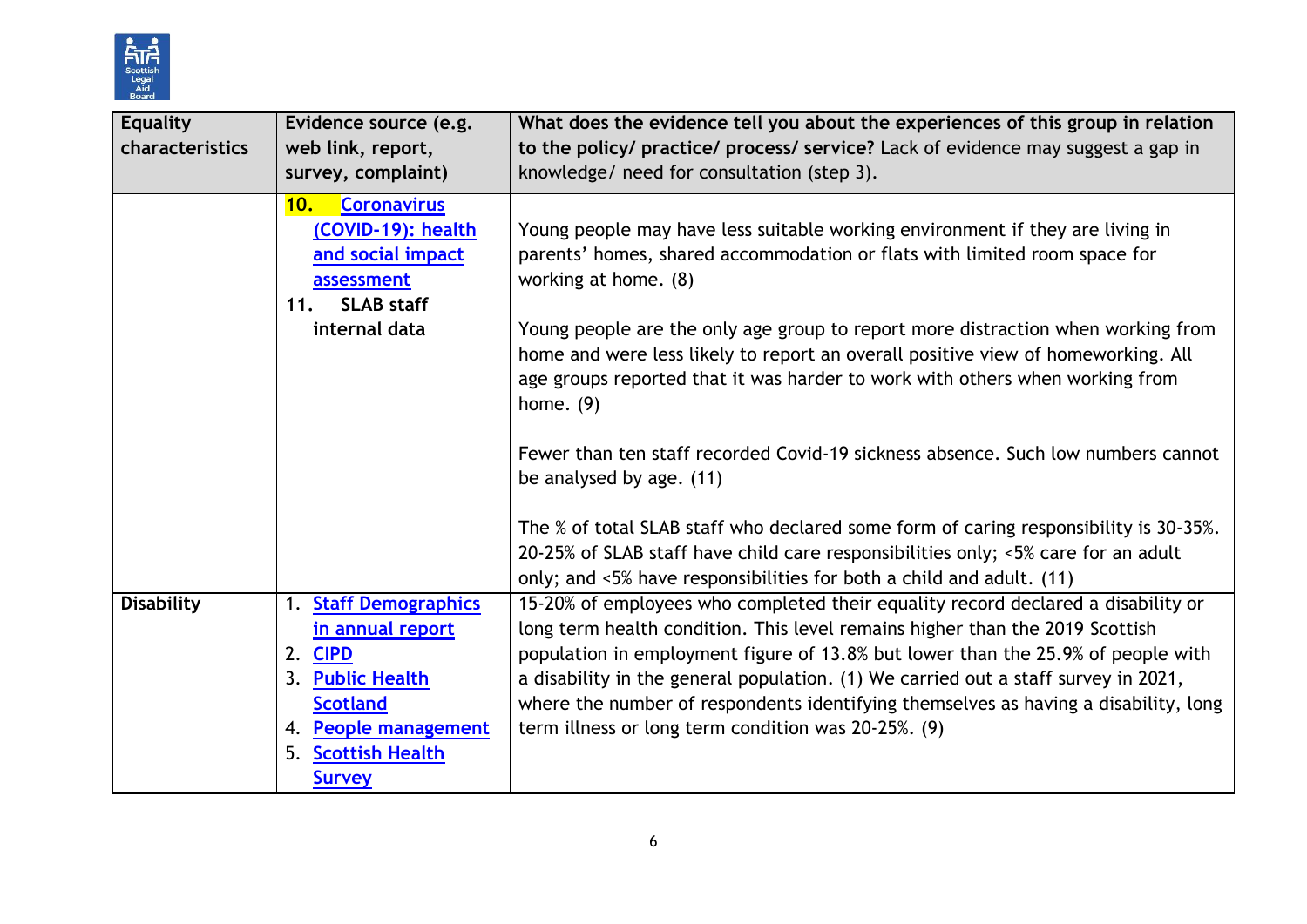| Equality characteristics | Evidence source (e.g. web link, report, survey, complaint) | What does the evidence tell you about the experiences of this group in relation to the policy/ practice/ process/ service? Lack of evidence may suggest a gap in knowledge/ need for consultation (step 3). |
|---|---|---|
| | 10. Coronavirus (COVID-19): health and social impact assessment<br>11. **SLAB staff internal data** | Young people may have less suitable working environment if they are living in parents' homes, shared accommodation or flats with limited room space for working at home. (8)<br><br>Young people are the only age group to report more distraction when working from home and were less likely to report an overall positive view of homeworking. All age groups reported that it was harder to work with others when working from home. (9)<br><br>Fewer than ten staff recorded Covid-19 sickness absence. Such low numbers cannot be analysed by age. (11)<br><br>The % of total SLAB staff who declared some form of caring responsibility is 30-35%. 20-25% of SLAB staff have child care responsibilities only; <5% care for an adult only; and <5% have responsibilities for both a child and adult. (11) |
| **Disability** | 1. Staff Demographics in annual report<br>2. CIPD<br>3. Public Health Scotland<br>4. People management<br>5. Scottish Health Survey | 15-20% of employees who completed their equality record declared a disability or long term health condition. This level remains higher than the 2019 Scottish population in employment figure of 13.8% but lower than the 25.9% of people with a disability in the general population. (1) We carried out a staff survey in 2021, where the number of respondents identifying themselves as having a disability, long term illness or long term condition was 20-25%. (9) |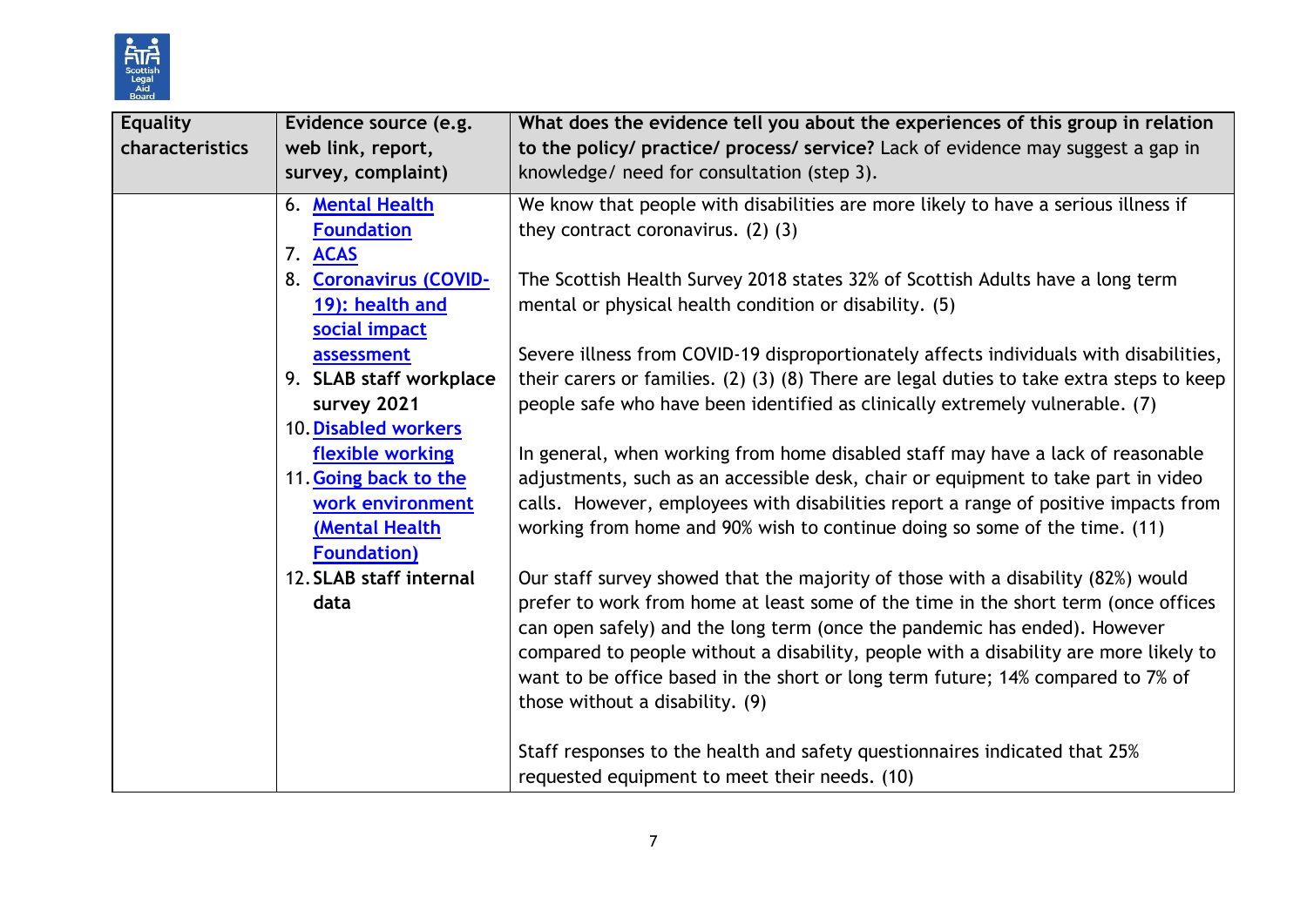| Equality characteristics | Evidence source (e.g. web link, report, survey, complaint) | **What does the evidence tell you about the experiences of this group in relation to the policy/ practice/ process/ service?** Lack of evidence may suggest a gap in knowledge/ need for consultation (step 3). |
|---|---|---|
| | 6. Mental Health Foundation<br>7. ACAS<br>8. Coronavirus (COVID-19): health and social impact assessment<br>9. **SLAB staff workplace survey 2021**<br>10. Disabled workers flexible working<br>11. Going back to the work environment (Mental Health Foundation)<br>12. **SLAB staff internal data** | We know that people with disabilities are more likely to have a serious illness if they contract coronavirus. (2) (3)<br><br>The Scottish Health Survey 2018 states 32% of Scottish Adults have a long term mental or physical health condition or disability. (5)<br><br>Severe illness from COVID-19 disproportionately affects individuals with disabilities, their carers or families. (2) (3) (8) There are legal duties to take extra steps to keep people safe who have been identified as clinically extremely vulnerable. (7)<br><br>In general, when working from home disabled staff may have a lack of reasonable adjustments, such as an accessible desk, chair or equipment to take part in video calls. However, employees with disabilities report a range of positive impacts from working from home and 90% wish to continue doing so some of the time. (11)<br><br>Our staff survey showed that the majority of those with a disability (82%) would prefer to work from home at least some of the time in the short term (once offices can open safely) and the long term (once the pandemic has ended). However compared to people without a disability, people with a disability are more likely to want to be office based in the short or long term future; 14% compared to 7% of those without a disability. (9)<br><br>Staff responses to the health and safety questionnaires indicated that 25% requested equipment to meet their needs. (10) |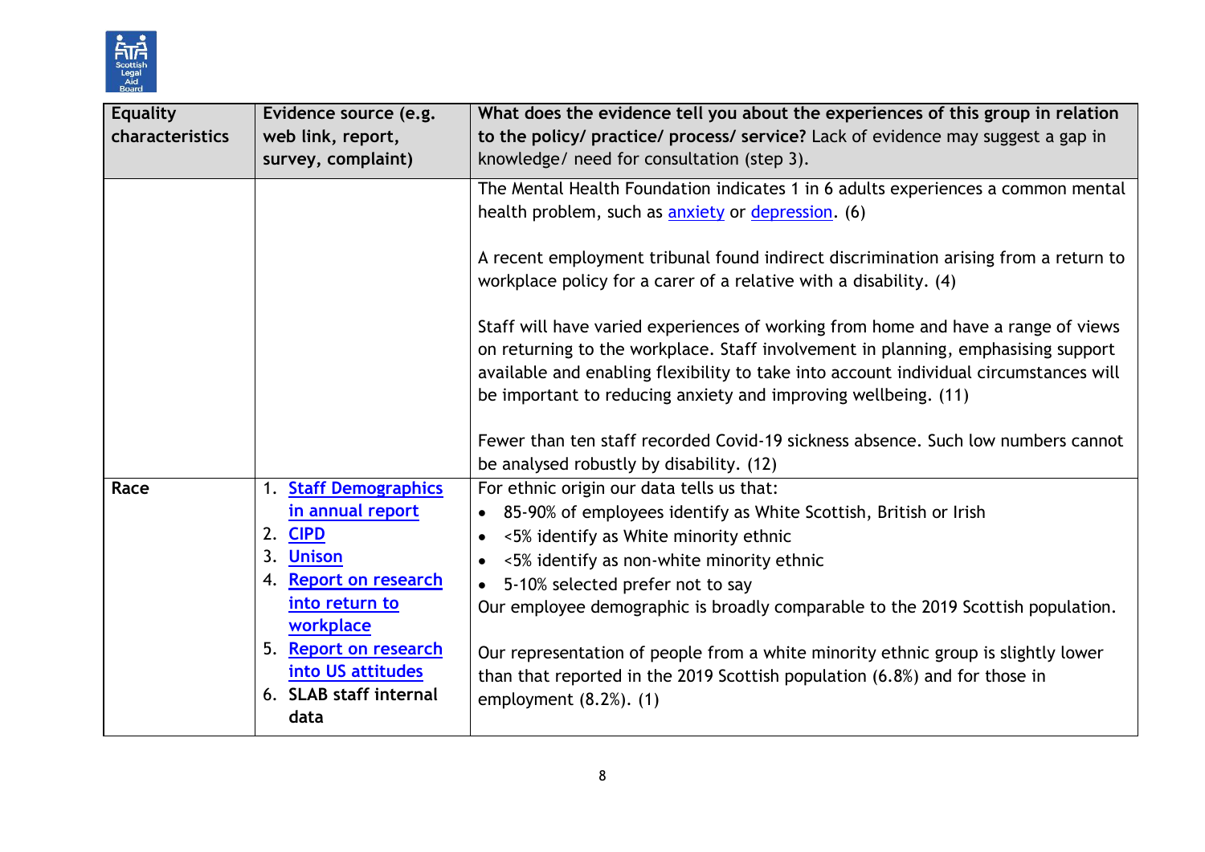| Equality characteristics | Evidence source (e.g. web link, report, survey, complaint) | What does the evidence tell you about the experiences of this group in relation to the policy/ practice/ process/ service? Lack of evidence may suggest a gap in knowledge/ need for consultation (step 3). |
|---|---|---|
| | | The Mental Health Foundation indicates 1 in 6 adults experiences a common mental health problem, such as anxiety or depression. (6)<br><br>A recent employment tribunal found indirect discrimination arising from a return to workplace policy for a carer of a relative with a disability. (4)<br><br>Staff will have varied experiences of working from home and have a range of views on returning to the workplace. Staff involvement in planning, emphasising support available and enabling flexibility to take into account individual circumstances will be important to reducing anxiety and improving wellbeing. (11)<br><br>Fewer than ten staff recorded Covid-19 sickness absence. Such low numbers cannot be analysed robustly by disability. (12) |
| **Race** | 1. Staff Demographics in annual report<br>2. CIPD<br>3. Unison<br>4. Report on research into return to workplace<br>5. Report on research into US attitudes<br>6. SLAB staff internal data | For ethnic origin our data tells us that:<br>• 85-90% of employees identify as White Scottish, British or Irish<br>• <5% identify as White minority ethnic<br>• <5% identify as non-white minority ethnic<br>• 5-10% selected prefer not to say<br>Our employee demographic is broadly comparable to the 2019 Scottish population.<br><br>Our representation of people from a white minority ethnic group is slightly lower than that reported in the 2019 Scottish population (6.8%) and for those in employment (8.2%). (1) |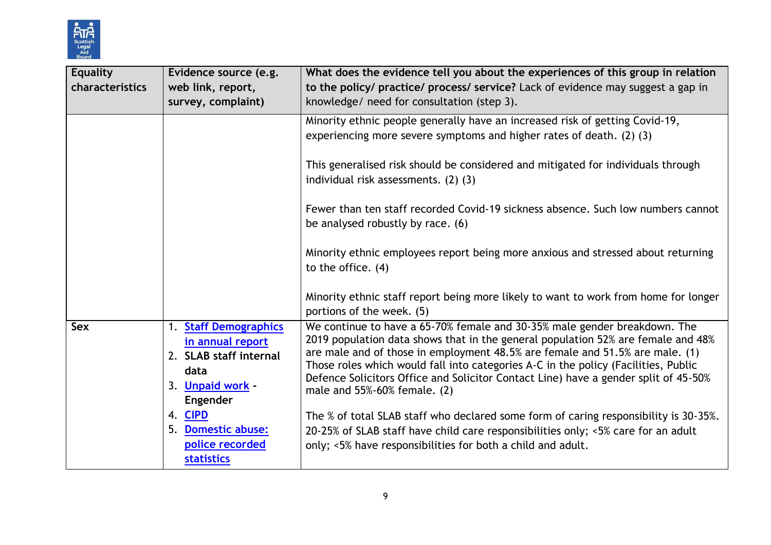| Equality characteristics | Evidence source (e.g. web link, report, survey, complaint) | **What does the evidence tell you about the experiences of this group in relation to the policy/ practice/ process/ service?** Lack of evidence may suggest a gap in knowledge/ need for consultation (step 3). |
|---|---|---|
| | | Minority ethnic people generally have an increased risk of getting Covid-19, experiencing more severe symptoms and higher rates of death. (2) (3)<br><br>This generalised risk should be considered and mitigated for individuals through individual risk assessments. (2) (3)<br><br>Fewer than ten staff recorded Covid-19 sickness absence. Such low numbers cannot be analysed robustly by race. (6)<br><br>Minority ethnic employees report being more anxious and stressed about returning to the office. (4)<br><br>Minority ethnic staff report being more likely to want to work from home for longer portions of the week. (5) |
| **Sex** | 1. **Staff Demographics in annual report**<br>2. **SLAB staff internal data**<br>3. **Unpaid work - Engender**<br>4. **CIPD**<br>5. **Domestic abuse: police recorded statistics** | We continue to have a 65-70% female and 30-35% male gender breakdown. The 2019 population data shows that in the general population 52% are female and 48% are male and of those in employment 48.5% are female and 51.5% are male. (1) Those roles which would fall into categories A-C in the policy (Facilities, Public Defence Solicitors Office and Solicitor Contact Line) have a gender split of 45-50% male and 55%-60% female. (2)<br><br>The % of total SLAB staff who declared some form of caring responsibility is 30-35%. 20-25% of SLAB staff have child care responsibilities only; <5% care for an adult only; <5% have responsibilities for both a child and adult. |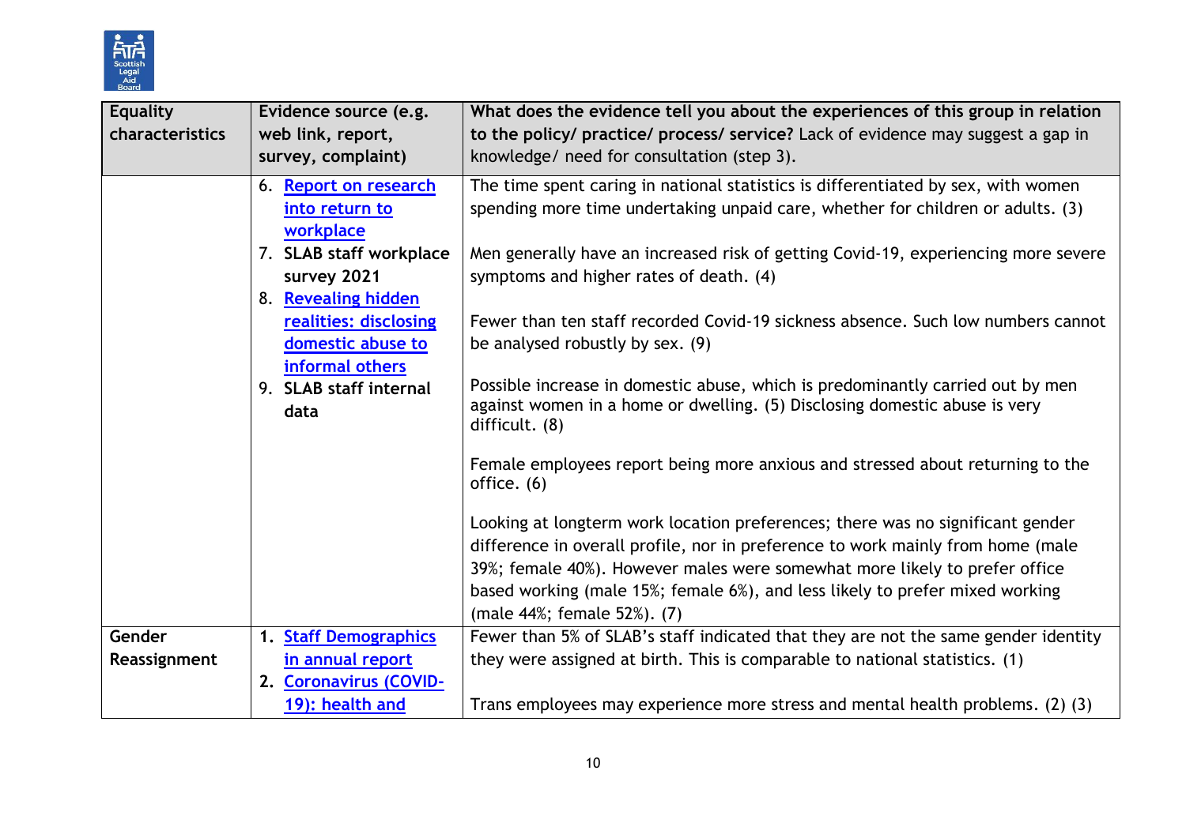| Equality characteristics | Evidence source (e.g. web link, report, survey, complaint) | **What does the evidence tell you about the experiences of this group in relation to the policy/ practice/ process/ service?** Lack of evidence may suggest a gap in knowledge/ need for consultation (step 3). |
|---|---|---|
| | 6. Report on research into return to workplace<br>7. **SLAB staff workplace survey 2021**<br>8. Revealing hidden realities: disclosing domestic abuse to informal others<br>9. **SLAB staff internal data** | The time spent caring in national statistics is differentiated by sex, with women spending more time undertaking unpaid care, whether for children or adults. (3)<br><br>Men generally have an increased risk of getting Covid-19, experiencing more severe symptoms and higher rates of death. (4)<br><br>Fewer than ten staff recorded Covid-19 sickness absence. Such low numbers cannot be analysed robustly by sex. (9)<br><br>Possible increase in domestic abuse, which is predominantly carried out by men against women in a home or dwelling. (5) Disclosing domestic abuse is very difficult. (8)<br><br>Female employees report being more anxious and stressed about returning to the office. (6)<br><br>Looking at longterm work location preferences; there was no significant gender difference in overall profile, nor in preference to work mainly from home (male 39%; female 40%). However males were somewhat more likely to prefer office based working (male 15%; female 6%), and less likely to prefer mixed working (male 44%; female 52%). (7) |
| **Gender Reassignment** | 1. Staff Demographics in annual report<br>2. Coronavirus (COVID-19): health and | Fewer than 5% of SLAB's staff indicated that they are not the same gender identity they were assigned at birth. This is comparable to national statistics. (1)<br><br>Trans employees may experience more stress and mental health problems. (2) (3) |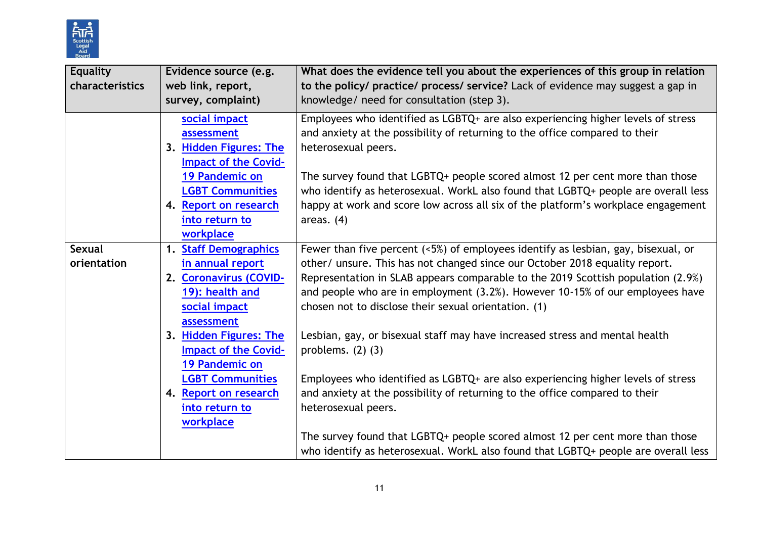| Equality characteristics | Evidence source (e.g. web link, report, survey, complaint) | What does the evidence tell you about the experiences of this group in relation to the policy/ practice/ process/ service? Lack of evidence may suggest a gap in knowledge/ need for consultation (step 3). |
|---|---|---|
| | social impact assessment<br>3. Hidden Figures: The Impact of the Covid-19 Pandemic on LGBT Communities<br>4. Report on research into return to workplace | Employees who identified as LGBTQ+ are also experiencing higher levels of stress and anxiety at the possibility of returning to the office compared to their heterosexual peers.<br><br>The survey found that LGBTQ+ people scored almost 12 per cent more than those who identify as heterosexual. WorkL also found that LGBTQ+ people are overall less happy at work and score low across all six of the platform's workplace engagement areas. (4) |
| **Sexual orientation** | 1. Staff Demographics in annual report<br>2. Coronavirus (COVID-19): health and social impact assessment<br>3. Hidden Figures: The Impact of the Covid-19 Pandemic on LGBT Communities<br>4. Report on research into return to workplace | Fewer than five percent (<5%) of employees identify as lesbian, gay, bisexual, or other/ unsure. This has not changed since our October 2018 equality report. Representation in SLAB appears comparable to the 2019 Scottish population (2.9%) and people who are in employment (3.2%). However 10-15% of our employees have chosen not to disclose their sexual orientation. (1)<br><br>Lesbian, gay, or bisexual staff may have increased stress and mental health problems. (2) (3)<br><br>Employees who identified as LGBTQ+ are also experiencing higher levels of stress and anxiety at the possibility of returning to the office compared to their heterosexual peers.<br><br>The survey found that LGBTQ+ people scored almost 12 per cent more than those who identify as heterosexual. WorkL also found that LGBTQ+ people are overall less |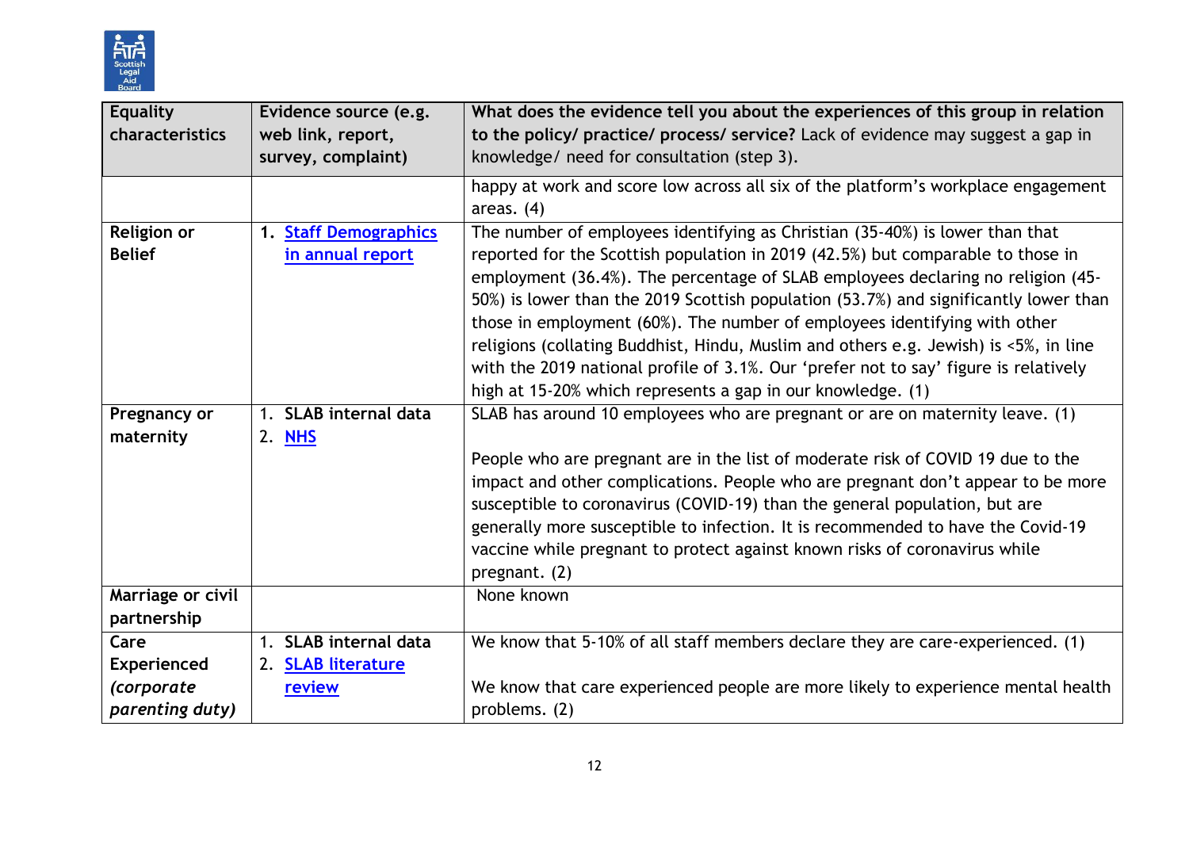| Equality characteristics | Evidence source (e.g. web link, report, survey, complaint) | What does the evidence tell you about the experiences of this group in relation to the policy/ practice/ process/ service? Lack of evidence may suggest a gap in knowledge/ need for consultation (step 3). |
|---|---|---|
| | | happy at work and score low across all six of the platform's workplace engagement areas. (4) |
| **Religion or Belief** | 1. **Staff Demographics in annual report** | The number of employees identifying as Christian (35-40%) is lower than that reported for the Scottish population in 2019 (42.5%) but comparable to those in employment (36.4%). The percentage of SLAB employees declaring no religion (45-50%) is lower than the 2019 Scottish population (53.7%) and significantly lower than those in employment (60%). The number of employees identifying with other religions (collating Buddhist, Hindu, Muslim and others e.g. Jewish) is <5%, in line with the 2019 national profile of 3.1%. Our 'prefer not to say' figure is relatively high at 15-20% which represents a gap in our knowledge. (1) |
| **Pregnancy or maternity** | 1. **SLAB internal data**<br>2. **NHS** | SLAB has around 10 employees who are pregnant or are on maternity leave. (1)<br><br>People who are pregnant are in the list of moderate risk of COVID 19 due to the impact and other complications. People who are pregnant don't appear to be more susceptible to coronavirus (COVID-19) than the general population, but are generally more susceptible to infection. It is recommended to have the Covid-19 vaccine while pregnant to protect against known risks of coronavirus while pregnant. (2) |
| **Marriage or civil partnership** | | None known |
| **Care Experienced *(corporate parenting duty)*** | 1. **SLAB internal data**<br>2. **SLAB literature review** | We know that 5-10% of all staff members declare they are care-experienced. (1)<br><br>We know that care experienced people are more likely to experience mental health problems. (2) |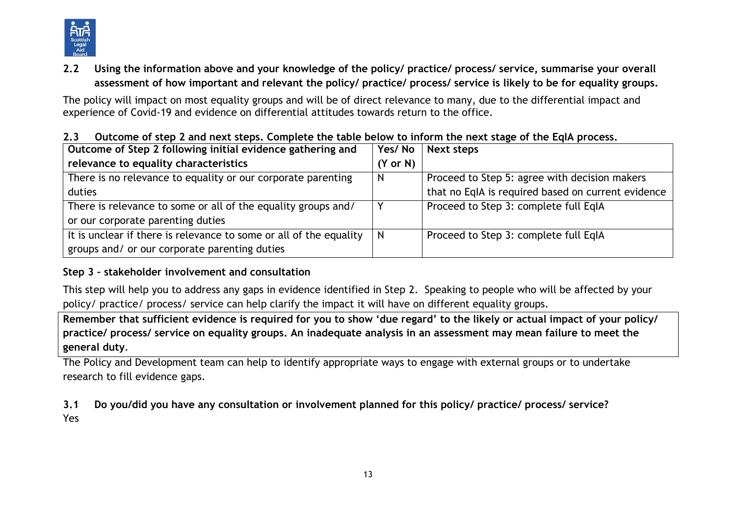**2.2 Using the information above and your knowledge of the policy/ practice/ process/ service, summarise your overall assessment of how important and relevant the policy/ practice/ process/ service is likely to be for equality groups.**

The policy will impact on most equality groups and will be of direct relevance to many, due to the differential impact and experience of Covid-19 and evidence on differential attitudes towards return to the office.

**2.3 Outcome of step 2 and next steps. Complete the table below to inform the next stage of the EqIA process.**

| Outcome of Step 2 following initial evidence gathering and relevance to equality characteristics | Yes/ No (Y or N) | Next steps |
|---|---|---|
| There is no relevance to equality or our corporate parenting duties | N | Proceed to Step 5: agree with decision makers that no EqIA is required based on current evidence |
| There is relevance to some or all of the equality groups and/ or our corporate parenting duties | Y | Proceed to Step 3: complete full EqIA |
| It is unclear if there is relevance to some or all of the equality groups and/ or our corporate parenting duties | N | Proceed to Step 3: complete full EqIA |

**Step 3 – stakeholder involvement and consultation**

This step will help you to address any gaps in evidence identified in Step 2. Speaking to people who will be affected by your policy/ practice/ process/ service can help clarify the impact it will have on different equality groups.

**Remember that sufficient evidence is required for you to show 'due regard' to the likely or actual impact of your policy/ practice/ process/ service on equality groups. An inadequate analysis in an assessment may mean failure to meet the general duty.**

The Policy and Development team can help to identify appropriate ways to engage with external groups or to undertake research to fill evidence gaps.

**3.1 Do you/did you have any consultation or involvement planned for this policy/ practice/ process/ service?**

Yes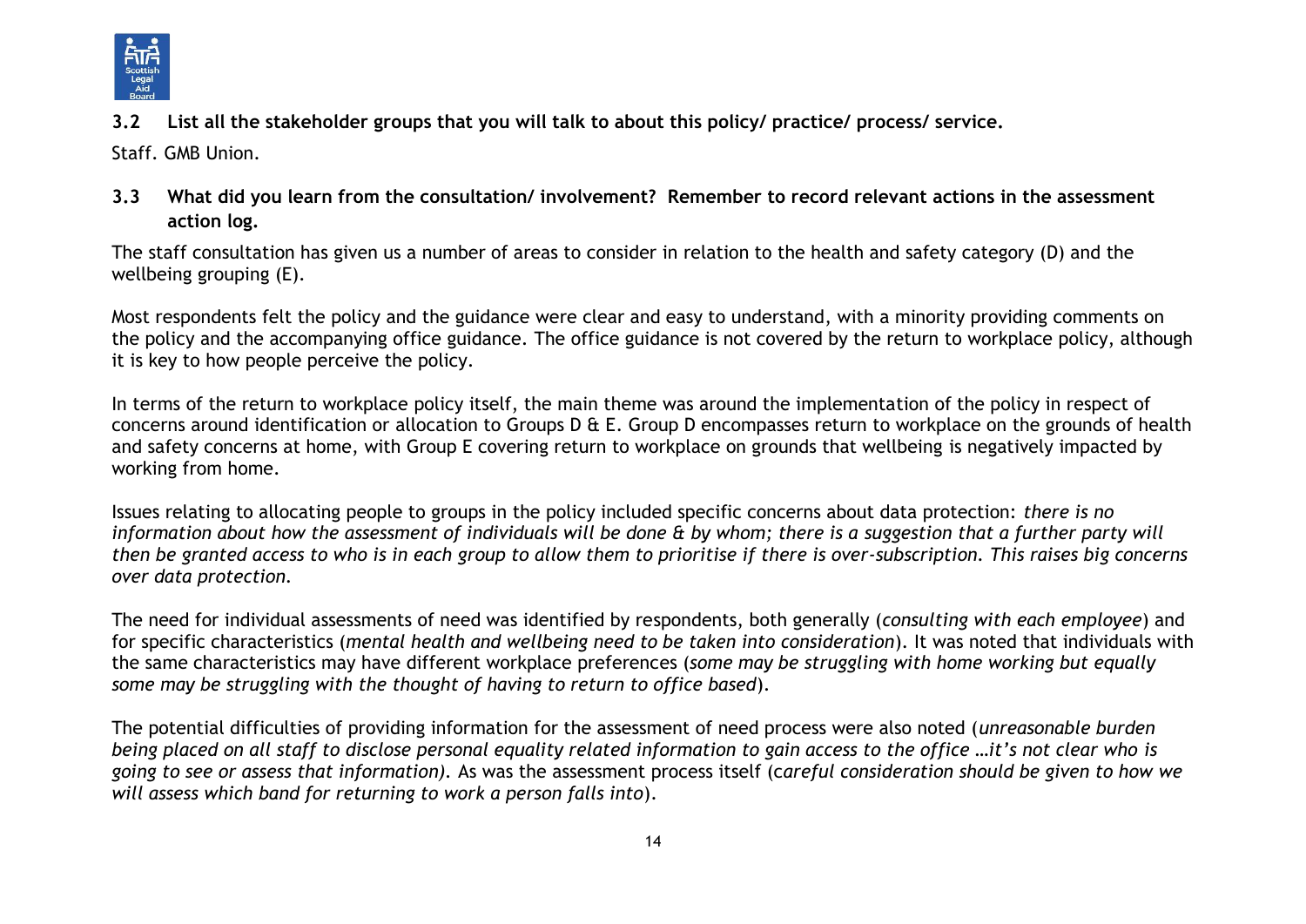**3.2 List all the stakeholder groups that you will talk to about this policy/ practice/ process/ service.**

Staff. GMB Union.

**3.3 What did you learn from the consultation/ involvement? Remember to record relevant actions in the assessment action log.**

The staff consultation has given us a number of areas to consider in relation to the health and safety category (D) and the wellbeing grouping (E).

Most respondents felt the policy and the guidance were clear and easy to understand, with a minority providing comments on the policy and the accompanying office guidance. The office guidance is not covered by the return to workplace policy, although it is key to how people perceive the policy.

In terms of the return to workplace policy itself, the main theme was around the implementation of the policy in respect of concerns around identification or allocation to Groups D & E. Group D encompasses return to workplace on the grounds of health and safety concerns at home, with Group E covering return to workplace on grounds that wellbeing is negatively impacted by working from home.

Issues relating to allocating people to groups in the policy included specific concerns about data protection: *there is no information about how the assessment of individuals will be done & by whom; there is a suggestion that a further party will then be granted access to who is in each group to allow them to prioritise if there is over-subscription. This raises big concerns over data protection.*

The need for individual assessments of need was identified by respondents, both generally (*consulting with each employee*) and for specific characteristics (*mental health and wellbeing need to be taken into consideration*). It was noted that individuals with the same characteristics may have different workplace preferences (*some may be struggling with home working but equally some may be struggling with the thought of having to return to office based*).

The potential difficulties of providing information for the assessment of need process were also noted (*unreasonable burden being placed on all staff to disclose personal equality related information to gain access to the office …it's not clear who is going to see or assess that information).* As was the assessment process itself (c*areful consideration should be given to how we will assess which band for returning to work a person falls into*).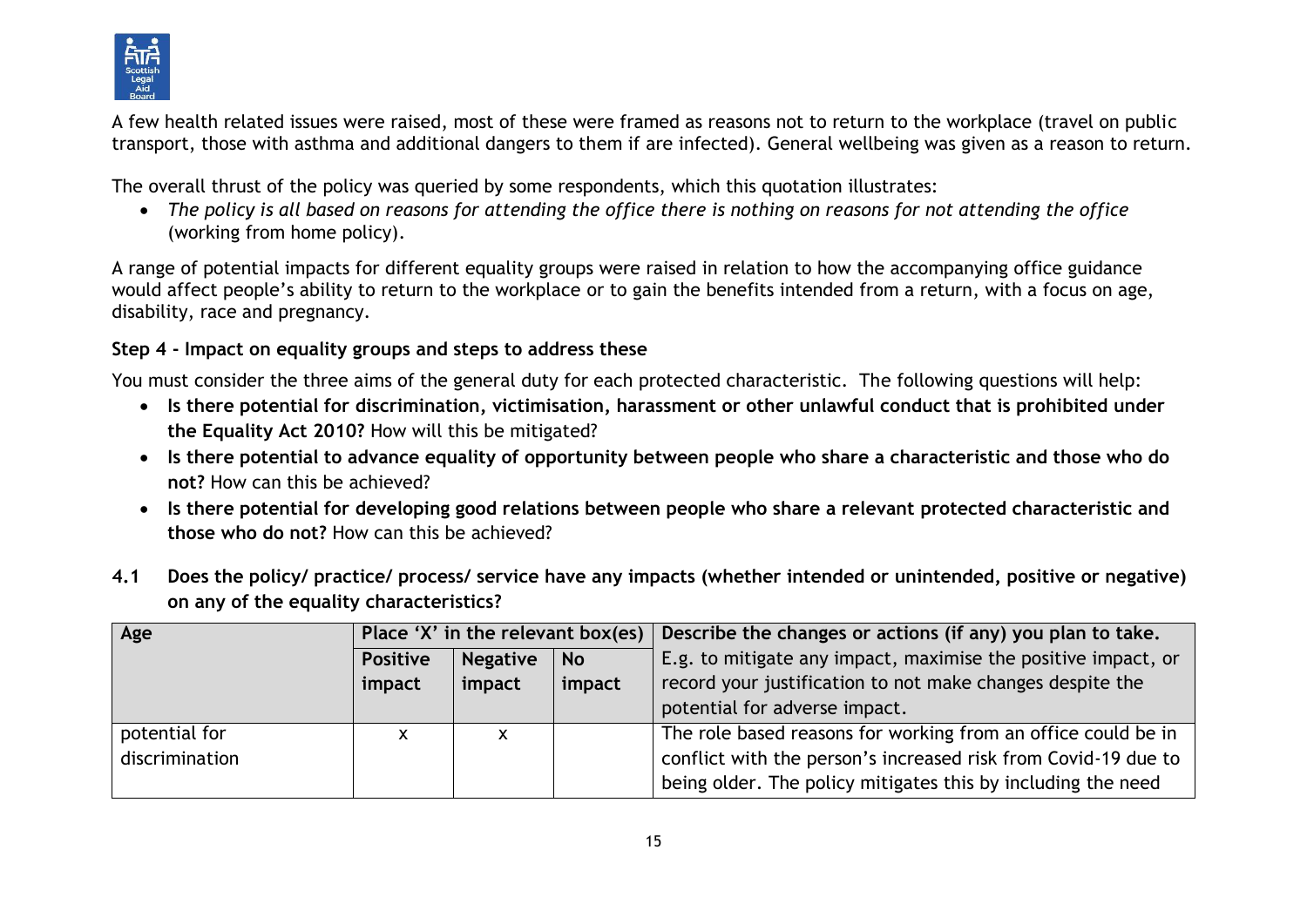A few health related issues were raised, most of these were framed as reasons not to return to the workplace (travel on public transport, those with asthma and additional dangers to them if are infected). General wellbeing was given as a reason to return.

The overall thrust of the policy was queried by some respondents, which this quotation illustrates:

- *The policy is all based on reasons for attending the office there is nothing on reasons for not attending the office* (working from home policy).

A range of potential impacts for different equality groups were raised in relation to how the accompanying office guidance would affect people's ability to return to the workplace or to gain the benefits intended from a return, with a focus on age, disability, race and pregnancy.

**Step 4 - Impact on equality groups and steps to address these**

You must consider the three aims of the general duty for each protected characteristic. The following questions will help:

- **Is there potential for discrimination, victimisation, harassment or other unlawful conduct that is prohibited under the Equality Act 2010?** How will this be mitigated?
- **Is there potential to advance equality of opportunity between people who share a characteristic and those who do not?** How can this be achieved?
- **Is there potential for developing good relations between people who share a relevant protected characteristic and those who do not?** How can this be achieved?

**4.1 Does the policy/ practice/ process/ service have any impacts (whether intended or unintended, positive or negative) on any of the equality characteristics?**

| Age | Place 'X' in the relevant box(es) | | | Describe the changes or actions (if any) you plan to take. E.g. to mitigate any impact, maximise the positive impact, or record your justification to not make changes despite the potential for adverse impact. |
|---|---|---|---|---|
| | Positive impact | Negative impact | No impact | |
| potential for discrimination | x | x | | The role based reasons for working from an office could be in conflict with the person's increased risk from Covid-19 due to being older. The policy mitigates this by including the need |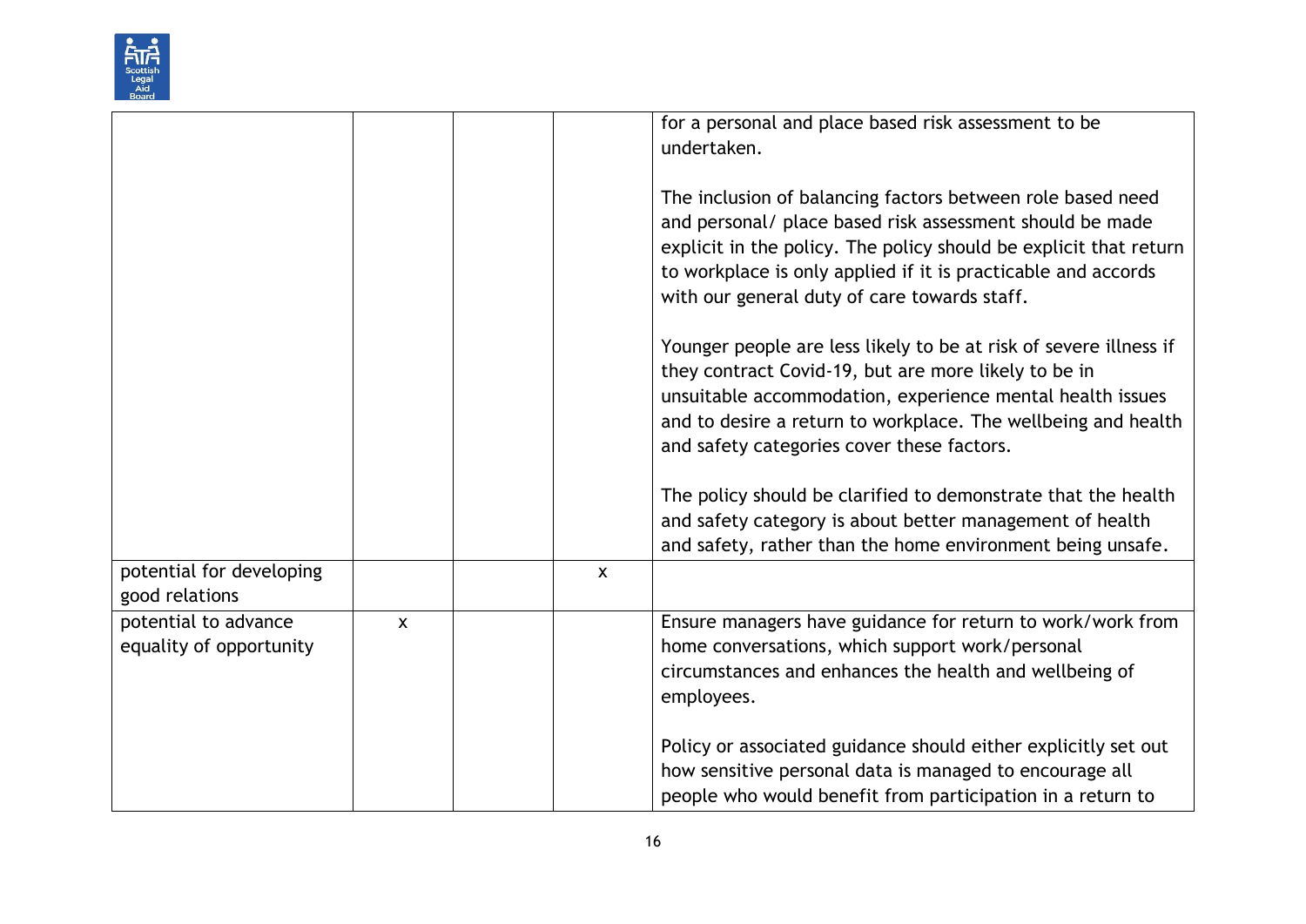| | | | | |
|---|---|---|---|---|
| | | | | for a personal and place based risk assessment to be undertaken.<br><br>The inclusion of balancing factors between role based need and personal/ place based risk assessment should be made explicit in the policy. The policy should be explicit that return to workplace is only applied if it is practicable and accords with our general duty of care towards staff.<br><br>Younger people are less likely to be at risk of severe illness if they contract Covid-19, but are more likely to be in unsuitable accommodation, experience mental health issues and to desire a return to workplace. The wellbeing and health and safety categories cover these factors.<br><br>The policy should be clarified to demonstrate that the health and safety category is about better management of health and safety, rather than the home environment being unsafe. |
| potential for developing good relations | | | x | |
| potential to advance equality of opportunity | x | | | Ensure managers have guidance for return to work/work from home conversations, which support work/personal circumstances and enhances the health and wellbeing of employees.<br><br>Policy or associated guidance should either explicitly set out how sensitive personal data is managed to encourage all people who would benefit from participation in a return to |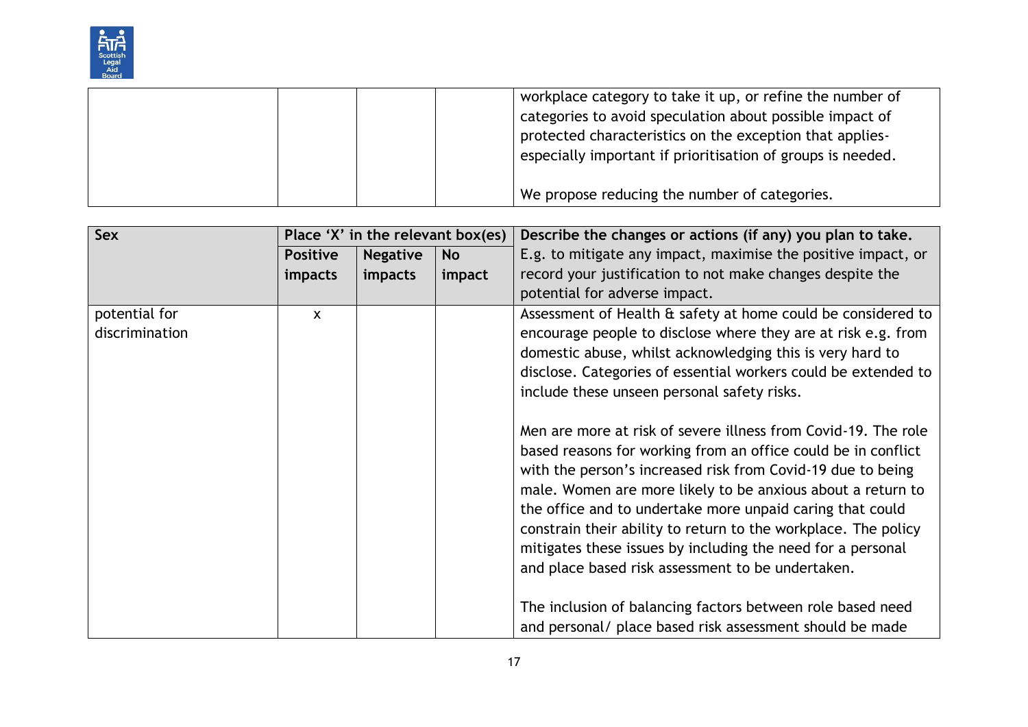| | | | | |
|---|---|---|---|---|
| | | | | workplace category to take it up, or refine the number of categories to avoid speculation about possible impact of protected characteristics on the exception that applies- especially important if prioritisation of groups is needed.<br><br>We propose reducing the number of categories. |

| **Sex** | **Place 'X' in the relevant box(es)** | | | **Describe the changes or actions (if any) you plan to take.** E.g. to mitigate any impact, maximise the positive impact, or record your justification to not make changes despite the potential for adverse impact. |
|---|---|---|---|---|
| | **Positive impacts** | **Negative impacts** | **No impact** | |
| potential for discrimination | x | | | Assessment of Health & safety at home could be considered to encourage people to disclose where they are at risk e.g. from domestic abuse, whilst acknowledging this is very hard to disclose. Categories of essential workers could be extended to include these unseen personal safety risks.<br><br>Men are more at risk of severe illness from Covid-19. The role based reasons for working from an office could be in conflict with the person's increased risk from Covid-19 due to being male. Women are more likely to be anxious about a return to the office and to undertake more unpaid caring that could constrain their ability to return to the workplace. The policy mitigates these issues by including the need for a personal and place based risk assessment to be undertaken.<br><br>The inclusion of balancing factors between role based need and personal/ place based risk assessment should be made |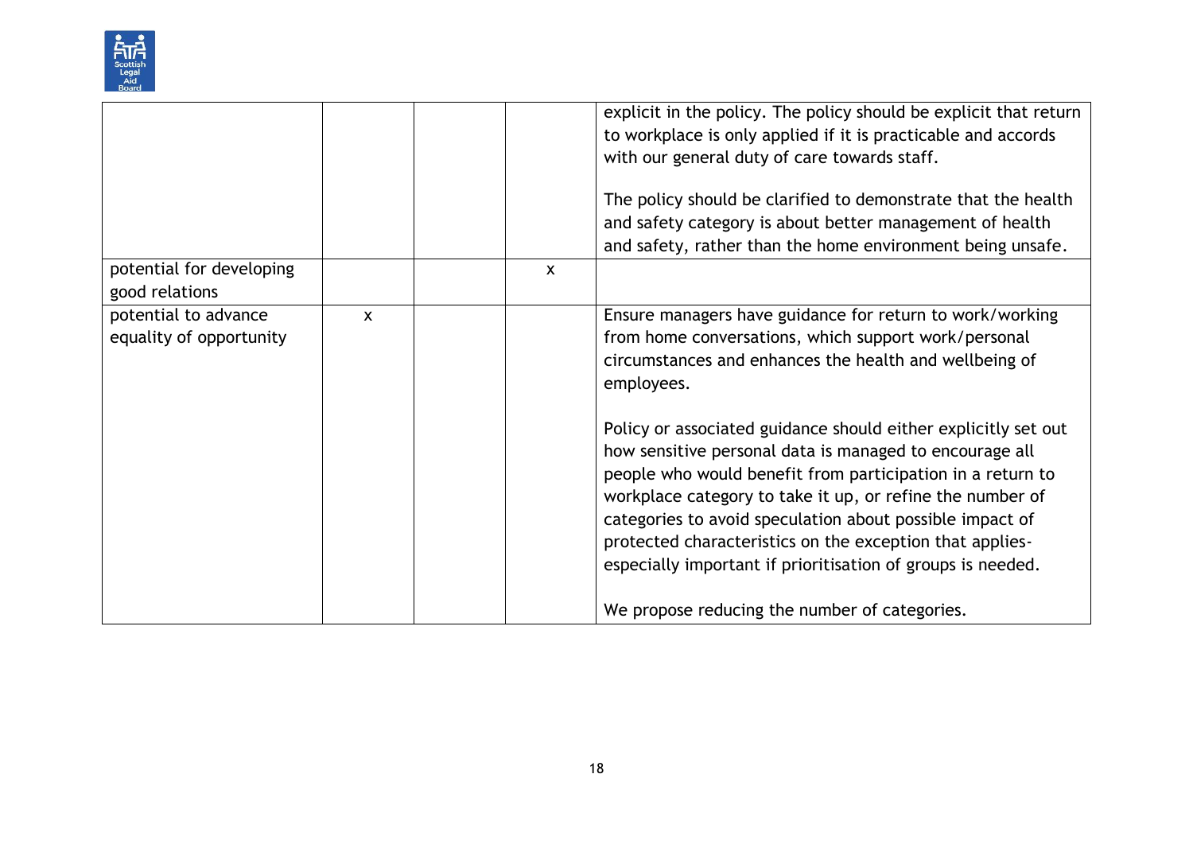| | | | | |
|---|---|---|---|---|
| | | | | explicit in the policy. The policy should be explicit that return to workplace is only applied if it is practicable and accords with our general duty of care towards staff.<br><br>The policy should be clarified to demonstrate that the health and safety category is about better management of health and safety, rather than the home environment being unsafe. |
| potential for developing good relations | | | x | |
| potential to advance equality of opportunity | x | | | Ensure managers have guidance for return to work/working from home conversations, which support work/personal circumstances and enhances the health and wellbeing of employees.<br><br>Policy or associated guidance should either explicitly set out how sensitive personal data is managed to encourage all people who would benefit from participation in a return to workplace category to take it up, or refine the number of categories to avoid speculation about possible impact of protected characteristics on the exception that applies- especially important if prioritisation of groups is needed.<br><br>We propose reducing the number of categories. |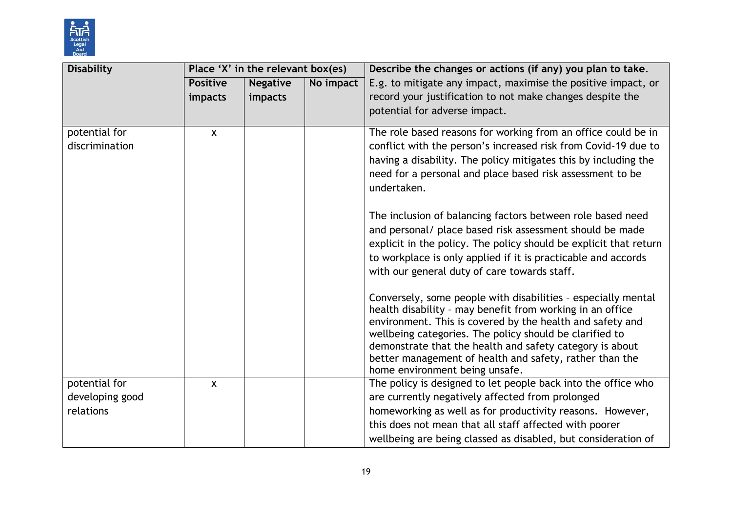| Disability | Place 'X' in the relevant box(es) | | | Describe the changes or actions (if any) you plan to take. |
|---|---|---|---|---|
| | **Positive impacts** | **Negative impacts** | **No impact** | E.g. to mitigate any impact, maximise the positive impact, or record your justification to not make changes despite the potential for adverse impact. |
| potential for discrimination | x | | | The role based reasons for working from an office could be in conflict with the person's increased risk from Covid-19 due to having a disability. The policy mitigates this by including the need for a personal and place based risk assessment to be undertaken.<br><br>The inclusion of balancing factors between role based need and personal/ place based risk assessment should be made explicit in the policy. The policy should be explicit that return to workplace is only applied if it is practicable and accords with our general duty of care towards staff.<br><br>Conversely, some people with disabilities – especially mental health disability – may benefit from working in an office environment. This is covered by the health and safety and wellbeing categories. The policy should be clarified to demonstrate that the health and safety category is about better management of health and safety, rather than the home environment being unsafe. |
| potential for developing good relations | x | | | The policy is designed to let people back into the office who are currently negatively affected from prolonged homeworking as well as for productivity reasons. However, this does not mean that all staff affected with poorer wellbeing are being classed as disabled, but consideration of |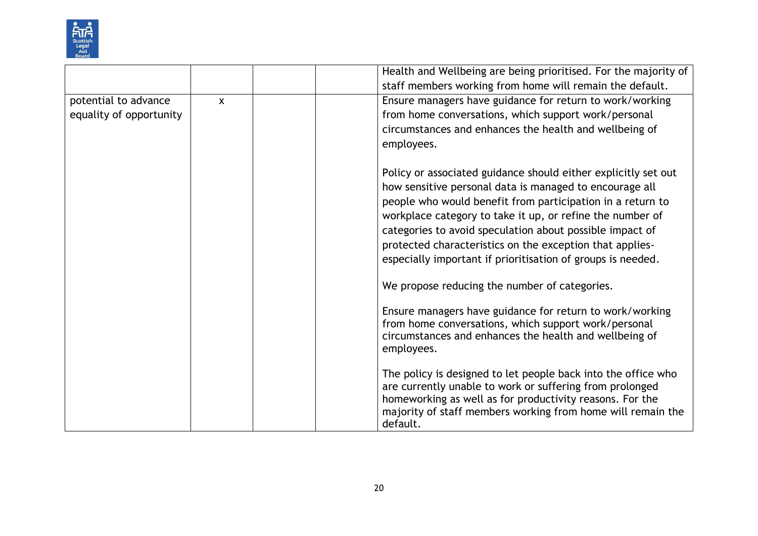| | | | | |
|---|---|---|---|---|
| | | | | Health and Wellbeing are being prioritised. For the majority of staff members working from home will remain the default. |
| potential to advance equality of opportunity | x | | | Ensure managers have guidance for return to work/working from home conversations, which support work/personal circumstances and enhances the health and wellbeing of employees.<br><br>Policy or associated guidance should either explicitly set out how sensitive personal data is managed to encourage all people who would benefit from participation in a return to workplace category to take it up, or refine the number of categories to avoid speculation about possible impact of protected characteristics on the exception that applies- especially important if prioritisation of groups is needed.<br><br>We propose reducing the number of categories.<br><br>Ensure managers have guidance for return to work/working from home conversations, which support work/personal circumstances and enhances the health and wellbeing of employees.<br><br>The policy is designed to let people back into the office who are currently unable to work or suffering from prolonged homeworking as well as for productivity reasons. For the majority of staff members working from home will remain the default. |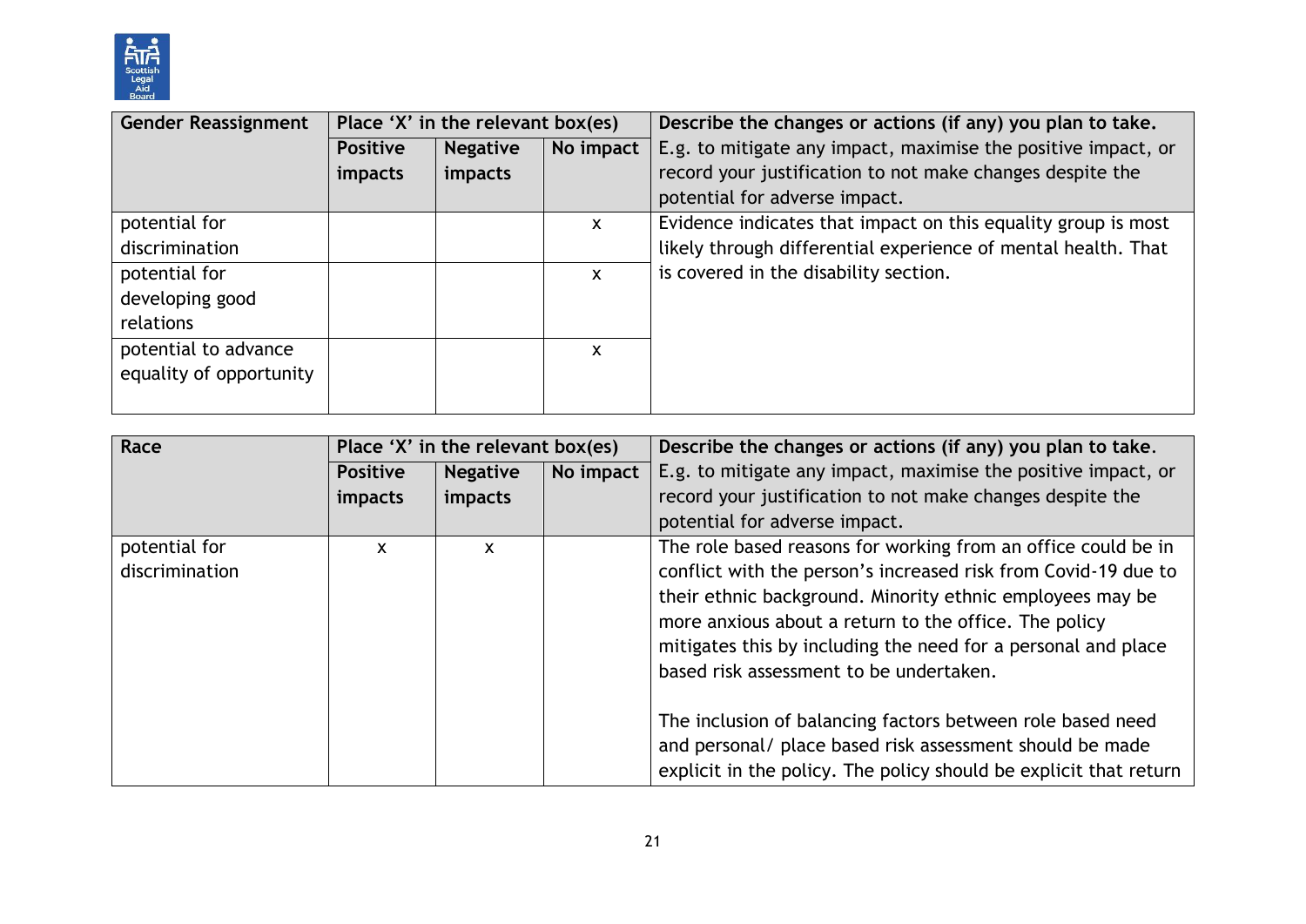| Gender Reassignment | Place 'X' in the relevant box(es) | | | Describe the changes or actions (if any) you plan to take. |
|---|---|---|---|---|
| | **Positive impacts** | **Negative impacts** | **No impact** | E.g. to mitigate any impact, maximise the positive impact, or record your justification to not make changes despite the potential for adverse impact. |
| potential for discrimination | | | x | Evidence indicates that impact on this equality group is most likely through differential experience of mental health. That is covered in the disability section. |
| potential for developing good relations | | | x | |
| potential to advance equality of opportunity | | | x | |

| Race | Place 'X' in the relevant box(es) | | | Describe the changes or actions (if any) you plan to take. |
|---|---|---|---|---|
| | **Positive impacts** | **Negative impacts** | **No impact** | E.g. to mitigate any impact, maximise the positive impact, or record your justification to not make changes despite the potential for adverse impact. |
| potential for discrimination | x | x | | The role based reasons for working from an office could be in conflict with the person's increased risk from Covid-19 due to their ethnic background. Minority ethnic employees may be more anxious about a return to the office. The policy mitigates this by including the need for a personal and place based risk assessment to be undertaken.<br><br>The inclusion of balancing factors between role based need and personal/ place based risk assessment should be made explicit in the policy. The policy should be explicit that return |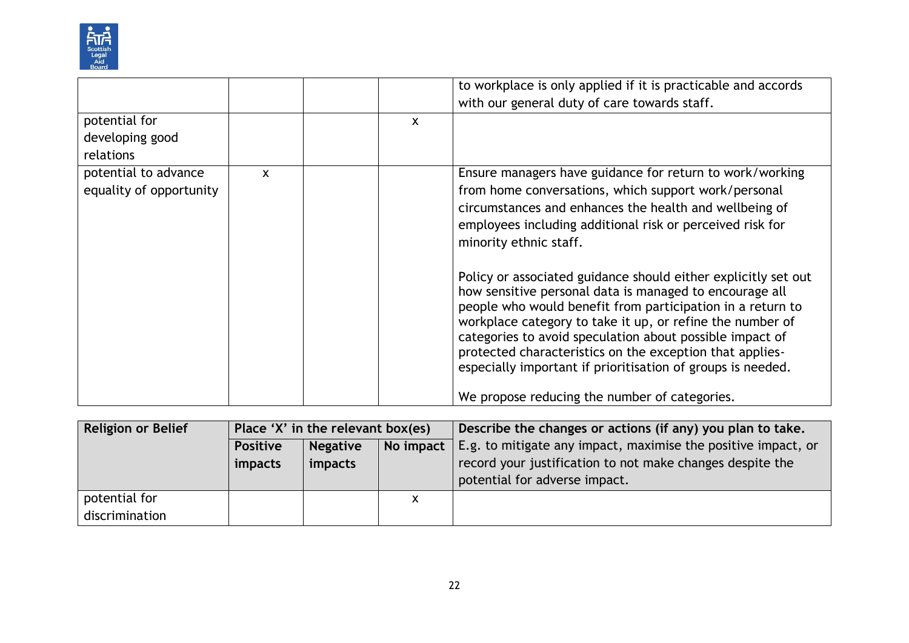| | | | | |
|---|---|---|---|---|
| | | | | to workplace is only applied if it is practicable and accords with our general duty of care towards staff. |
| potential for developing good relations | | | x | |
| potential to advance equality of opportunity | x | | | Ensure managers have guidance for return to work/working from home conversations, which support work/personal circumstances and enhances the health and wellbeing of employees including additional risk or perceived risk for minority ethnic staff.<br><br>Policy or associated guidance should either explicitly set out how sensitive personal data is managed to encourage all people who would benefit from participation in a return to workplace category to take it up, or refine the number of categories to avoid speculation about possible impact of protected characteristics on the exception that applies- especially important if prioritisation of groups is needed.<br><br>We propose reducing the number of categories. |

| **Religion or Belief** | **Place 'X' in the relevant box(es)** | | | **Describe the changes or actions (if any) you plan to take.** |
|---|---|---|---|---|
| | **Positive impacts** | **Negative impacts** | **No impact** | E.g. to mitigate any impact, maximise the positive impact, or record your justification to not make changes despite the potential for adverse impact. |
| potential for discrimination | | | x | |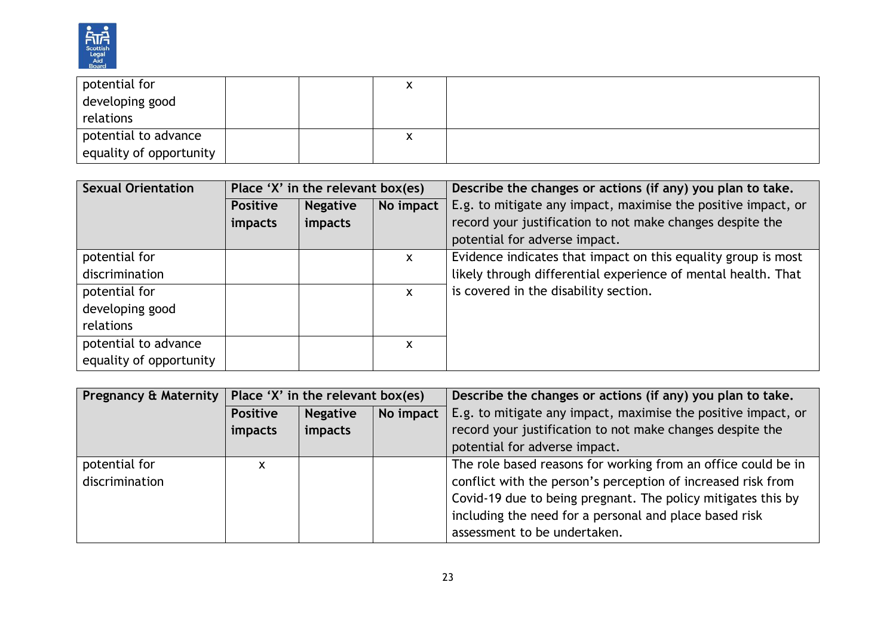| | | | | |
|---|---|---|---|---|
| potential for developing good relations | | | x | |
| potential to advance equality of opportunity | | | x | |

| Sexual Orientation | Place 'X' in the relevant box(es) | | | Describe the changes or actions (if any) you plan to take. |
|---|---|---|---|---|
| | **Positive impacts** | **Negative impacts** | **No impact** | E.g. to mitigate any impact, maximise the positive impact, or record your justification to not make changes despite the potential for adverse impact. |
| potential for discrimination | | | x | Evidence indicates that impact on this equality group is most likely through differential experience of mental health. That is covered in the disability section. |
| potential for developing good relations | | | x | |
| potential to advance equality of opportunity | | | x | |

| Pregnancy & Maternity | Place 'X' in the relevant box(es) | | | Describe the changes or actions (if any) you plan to take. |
|---|---|---|---|---|
| | **Positive impacts** | **Negative impacts** | **No impact** | E.g. to mitigate any impact, maximise the positive impact, or record your justification to not make changes despite the potential for adverse impact. |
| potential for discrimination | x | | | The role based reasons for working from an office could be in conflict with the person's perception of increased risk from Covid-19 due to being pregnant. The policy mitigates this by including the need for a personal and place based risk assessment to be undertaken. |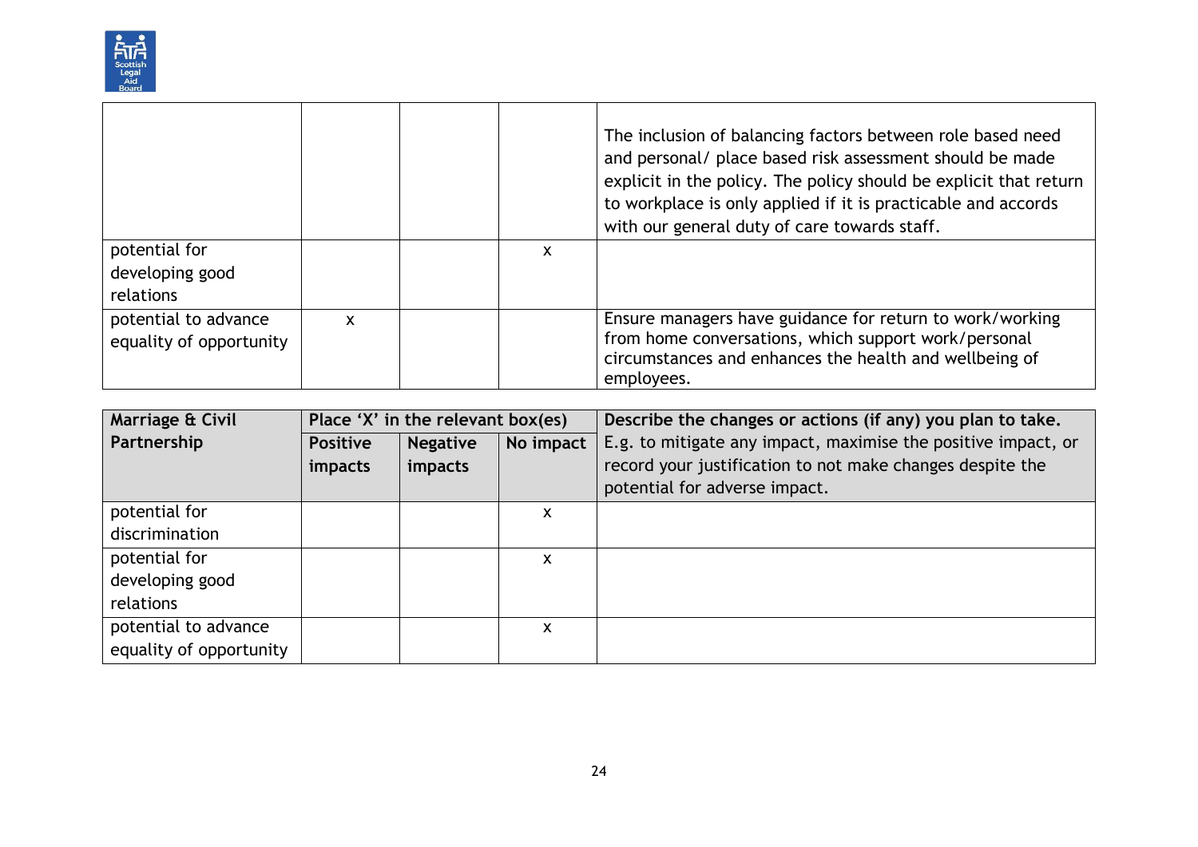| | | | | |
|---|---|---|---|---|
| | | | | The inclusion of balancing factors between role based need and personal/ place based risk assessment should be made explicit in the policy. The policy should be explicit that return to workplace is only applied if it is practicable and accords with our general duty of care towards staff. |
| potential for developing good relations | | | x | |
| potential to advance equality of opportunity | x | | | Ensure managers have guidance for return to work/working from home conversations, which support work/personal circumstances and enhances the health and wellbeing of employees. |

| **Marriage & Civil Partnership** | **Place 'X' in the relevant box(es)** | | | **Describe the changes or actions (if any) you plan to take.** E.g. to mitigate any impact, maximise the positive impact, or record your justification to not make changes despite the potential for adverse impact. |
|---|---|---|---|---|
| | **Positive impacts** | **Negative impacts** | **No impact** | |
| potential for discrimination | | | x | |
| potential for developing good relations | | | x | |
| potential to advance equality of opportunity | | | x | |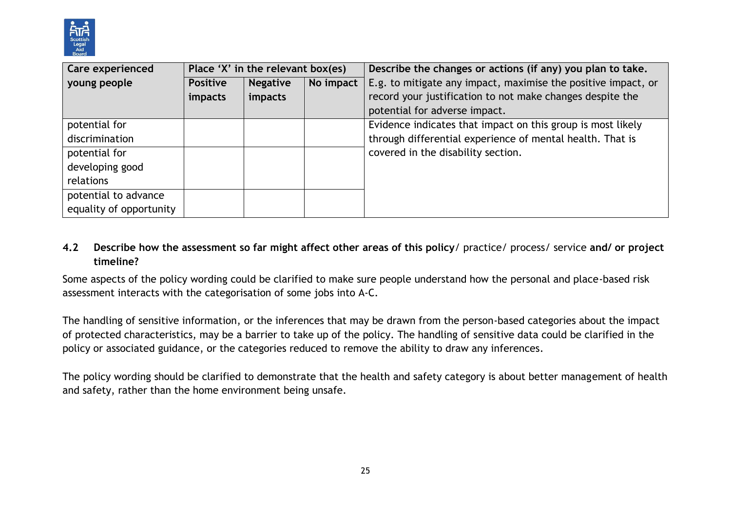| Care experienced young people | Place 'X' in the relevant box(es) | | | Describe the changes or actions (if any) you plan to take. E.g. to mitigate any impact, maximise the positive impact, or record your justification to not make changes despite the potential for adverse impact. |
|---|---|---|---|---|
| | **Positive impacts** | **Negative impacts** | **No impact** | |
| potential for discrimination | | | | Evidence indicates that impact on this group is most likely through differential experience of mental health. That is covered in the disability section. |
| potential for developing good relations | | | | |
| potential to advance equality of opportunity | | | | |

**4.2 Describe how the assessment so far might affect other areas of this policy**/ practice/ process/ service **and/ or project timeline?**

Some aspects of the policy wording could be clarified to make sure people understand how the personal and place-based risk assessment interacts with the categorisation of some jobs into A-C.

The handling of sensitive information, or the inferences that may be drawn from the person-based categories about the impact of protected characteristics, may be a barrier to take up of the policy. The handling of sensitive data could be clarified in the policy or associated guidance, or the categories reduced to remove the ability to draw any inferences.

The policy wording should be clarified to demonstrate that the health and safety category is about better management of health and safety, rather than the home environment being unsafe.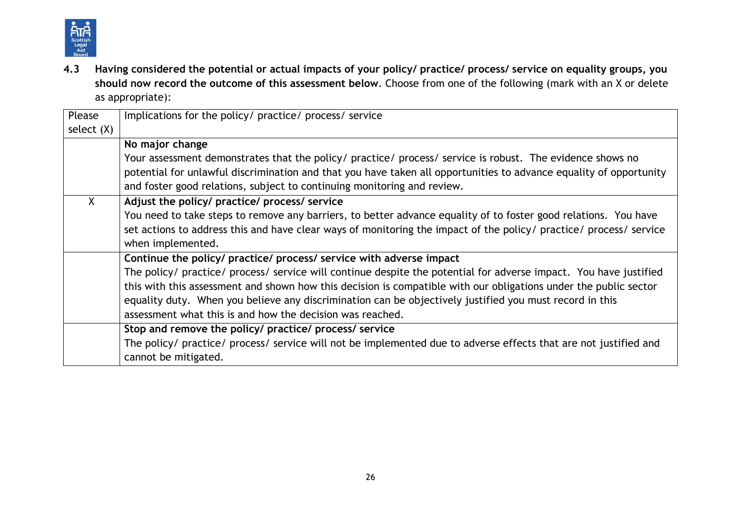**4.3 Having considered the potential or actual impacts of your policy/ practice/ process/ service on equality groups, you should now record the outcome of this assessment below**. Choose from one of the following (mark with an X or delete as appropriate):

| Please select (X) | Implications for the policy/ practice/ process/ service |
|---|---|
| | **No major change**<br>Your assessment demonstrates that the policy/ practice/ process/ service is robust. The evidence shows no potential for unlawful discrimination and that you have taken all opportunities to advance equality of opportunity and foster good relations, subject to continuing monitoring and review. |
| X | **Adjust the policy/ practice/ process/ service**<br>You need to take steps to remove any barriers, to better advance equality of to foster good relations. You have set actions to address this and have clear ways of monitoring the impact of the policy/ practice/ process/ service when implemented. |
| | **Continue the policy/ practice/ process/ service with adverse impact**<br>The policy/ practice/ process/ service will continue despite the potential for adverse impact. You have justified this with this assessment and shown how this decision is compatible with our obligations under the public sector equality duty. When you believe any discrimination can be objectively justified you must record in this assessment what this is and how the decision was reached. |
| | **Stop and remove the policy/ practice/ process/ service**<br>The policy/ practice/ process/ service will not be implemented due to adverse effects that are not justified and cannot be mitigated. |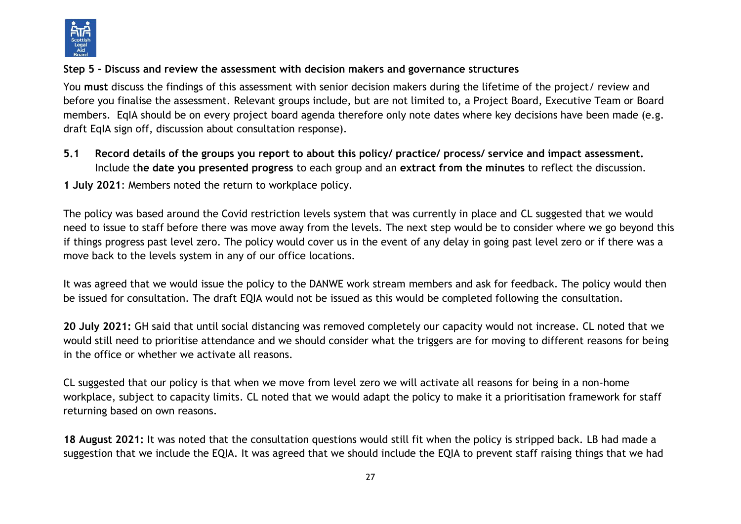**Step 5 - Discuss and review the assessment with decision makers and governance structures**

You **must** discuss the findings of this assessment with senior decision makers during the lifetime of the project/ review and before you finalise the assessment. Relevant groups include, but are not limited to, a Project Board, Executive Team or Board members. EqIA should be on every project board agenda therefore only note dates where key decisions have been made (e.g. draft EqIA sign off, discussion about consultation response).

**5.1 Record details of the groups you report to about this policy/ practice/ process/ service and impact assessment.** Include t**he date you presented progress** to each group and an **extract from the minutes** to reflect the discussion.

**1 July 2021**: Members noted the return to workplace policy.

The policy was based around the Covid restriction levels system that was currently in place and CL suggested that we would need to issue to staff before there was move away from the levels. The next step would be to consider where we go beyond this if things progress past level zero. The policy would cover us in the event of any delay in going past level zero or if there was a move back to the levels system in any of our office locations.

It was agreed that we would issue the policy to the DANWE work stream members and ask for feedback. The policy would then be issued for consultation. The draft EQIA would not be issued as this would be completed following the consultation.

**20 July 2021:** GH said that until social distancing was removed completely our capacity would not increase. CL noted that we would still need to prioritise attendance and we should consider what the triggers are for moving to different reasons for being in the office or whether we activate all reasons.

CL suggested that our policy is that when we move from level zero we will activate all reasons for being in a non-home workplace, subject to capacity limits. CL noted that we would adapt the policy to make it a prioritisation framework for staff returning based on own reasons.

**18 August 2021:** It was noted that the consultation questions would still fit when the policy is stripped back. LB had made a suggestion that we include the EQIA. It was agreed that we should include the EQIA to prevent staff raising things that we had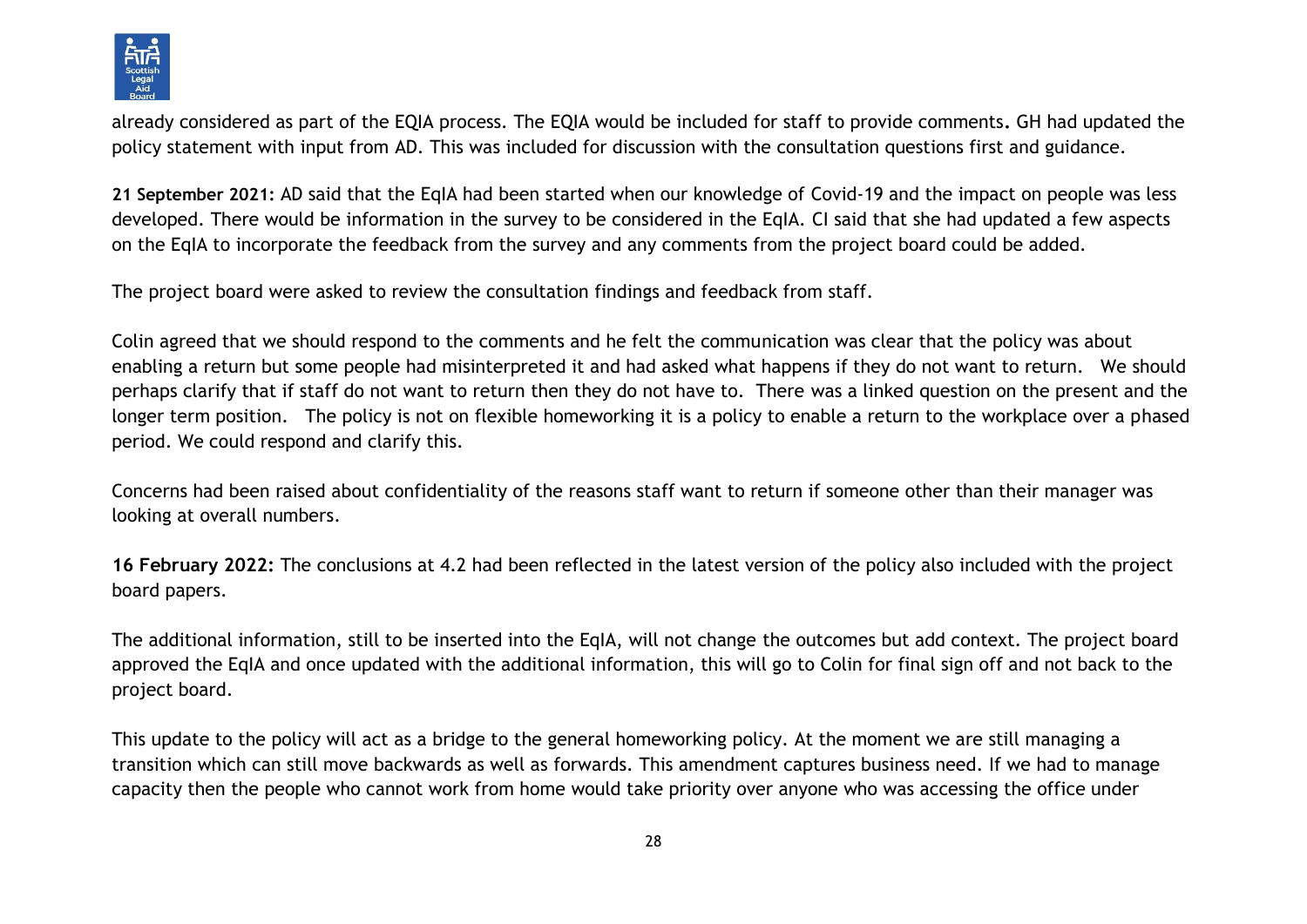already considered as part of the EQIA process. The EQIA would be included for staff to provide comments**.** GH had updated the policy statement with input from AD. This was included for discussion with the consultation questions first and guidance.

**21 September 2021:** AD said that the EqIA had been started when our knowledge of Covid-19 and the impact on people was less developed. There would be information in the survey to be considered in the EqIA. CI said that she had updated a few aspects on the EqIA to incorporate the feedback from the survey and any comments from the project board could be added.

The project board were asked to review the consultation findings and feedback from staff.

Colin agreed that we should respond to the comments and he felt the communication was clear that the policy was about enabling a return but some people had misinterpreted it and had asked what happens if they do not want to return. We should perhaps clarify that if staff do not want to return then they do not have to. There was a linked question on the present and the longer term position. The policy is not on flexible homeworking it is a policy to enable a return to the workplace over a phased period. We could respond and clarify this.

Concerns had been raised about confidentiality of the reasons staff want to return if someone other than their manager was looking at overall numbers.

**16 February 2022:** The conclusions at 4.2 had been reflected in the latest version of the policy also included with the project board papers.

The additional information, still to be inserted into the EqIA, will not change the outcomes but add context. The project board approved the EqIA and once updated with the additional information, this will go to Colin for final sign off and not back to the project board.

This update to the policy will act as a bridge to the general homeworking policy. At the moment we are still managing a transition which can still move backwards as well as forwards. This amendment captures business need. If we had to manage capacity then the people who cannot work from home would take priority over anyone who was accessing the office under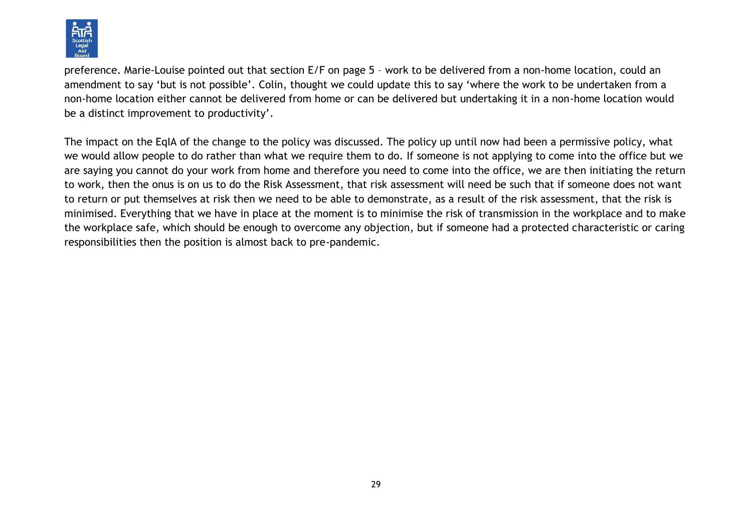preference. Marie-Louise pointed out that section E/F on page 5 – work to be delivered from a non-home location, could an amendment to say 'but is not possible'. Colin, thought we could update this to say 'where the work to be undertaken from a non-home location either cannot be delivered from home or can be delivered but undertaking it in a non-home location would be a distinct improvement to productivity'.

The impact on the EqIA of the change to the policy was discussed. The policy up until now had been a permissive policy, what we would allow people to do rather than what we require them to do. If someone is not applying to come into the office but we are saying you cannot do your work from home and therefore you need to come into the office, we are then initiating the return to work, then the onus is on us to do the Risk Assessment, that risk assessment will need be such that if someone does not want to return or put themselves at risk then we need to be able to demonstrate, as a result of the risk assessment, that the risk is minimised. Everything that we have in place at the moment is to minimise the risk of transmission in the workplace and to make the workplace safe, which should be enough to overcome any objection, but if someone had a protected characteristic or caring responsibilities then the position is almost back to pre-pandemic.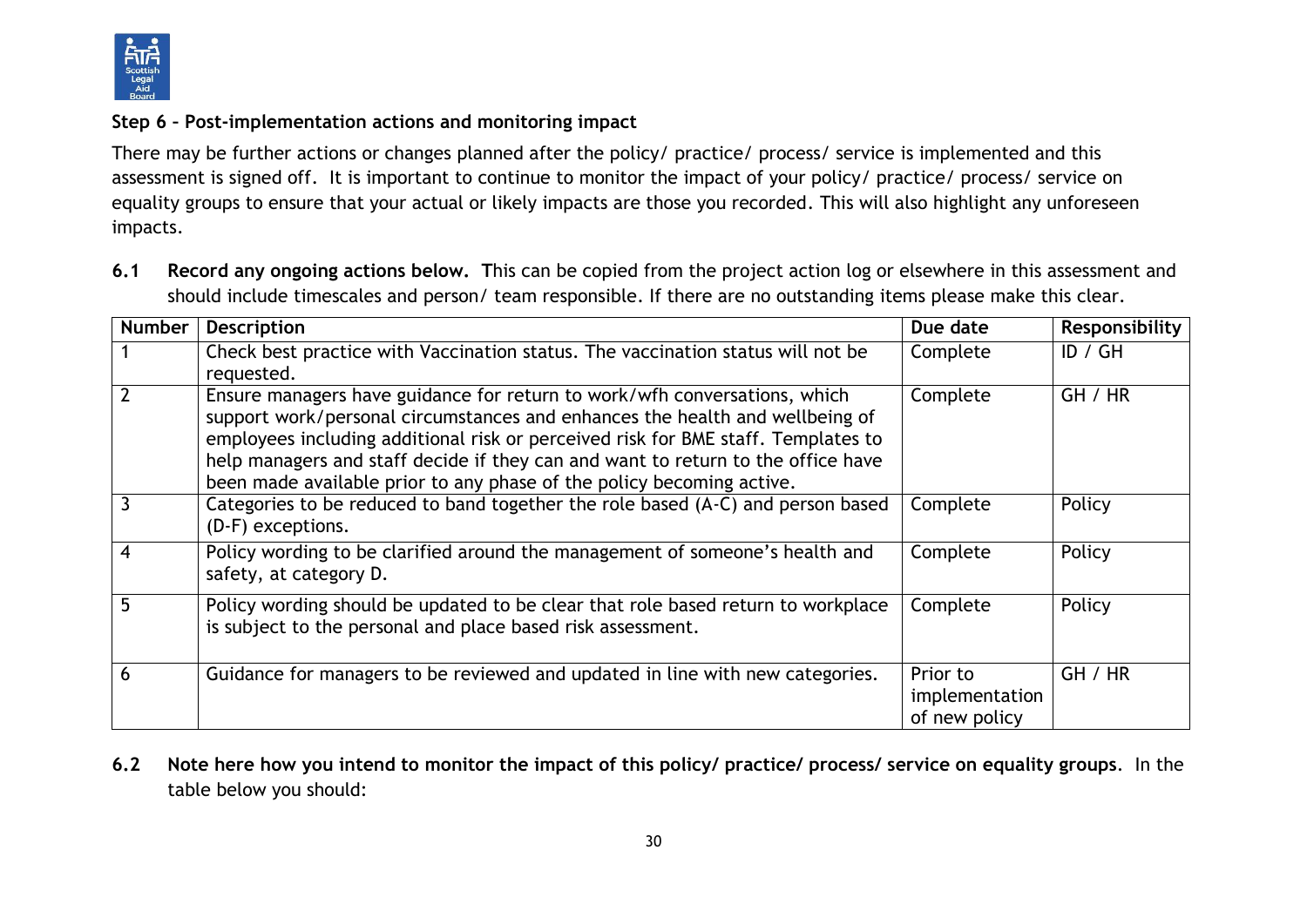### Step 6 – Post-implementation actions and monitoring impact

There may be further actions or changes planned after the policy/ practice/ process/ service is implemented and this assessment is signed off. It is important to continue to monitor the impact of your policy/ practice/ process/ service on equality groups to ensure that your actual or likely impacts are those you recorded. This will also highlight any unforeseen impacts.

**6.1 Record any ongoing actions below.** This can be copied from the project action log or elsewhere in this assessment and should include timescales and person/ team responsible. If there are no outstanding items please make this clear.

| Number | Description | Due date | Responsibility |
|---|---|---|---|
| 1 | Check best practice with Vaccination status. The vaccination status will not be requested. | Complete | ID / GH |
| 2 | Ensure managers have guidance for return to work/wfh conversations, which support work/personal circumstances and enhances the health and wellbeing of employees including additional risk or perceived risk for BME staff. Templates to help managers and staff decide if they can and want to return to the office have been made available prior to any phase of the policy becoming active. | Complete | GH / HR |
| 3 | Categories to be reduced to band together the role based (A-C) and person based (D-F) exceptions. | Complete | Policy |
| 4 | Policy wording to be clarified around the management of someone's health and safety, at category D. | Complete | Policy |
| 5 | Policy wording should be updated to be clear that role based return to workplace is subject to the personal and place based risk assessment. | Complete | Policy |
| 6 | Guidance for managers to be reviewed and updated in line with new categories. | Prior to implementation of new policy | GH / HR |

**6.2 Note here how you intend to monitor the impact of this policy/ practice/ process/ service on equality groups**. In the table below you should: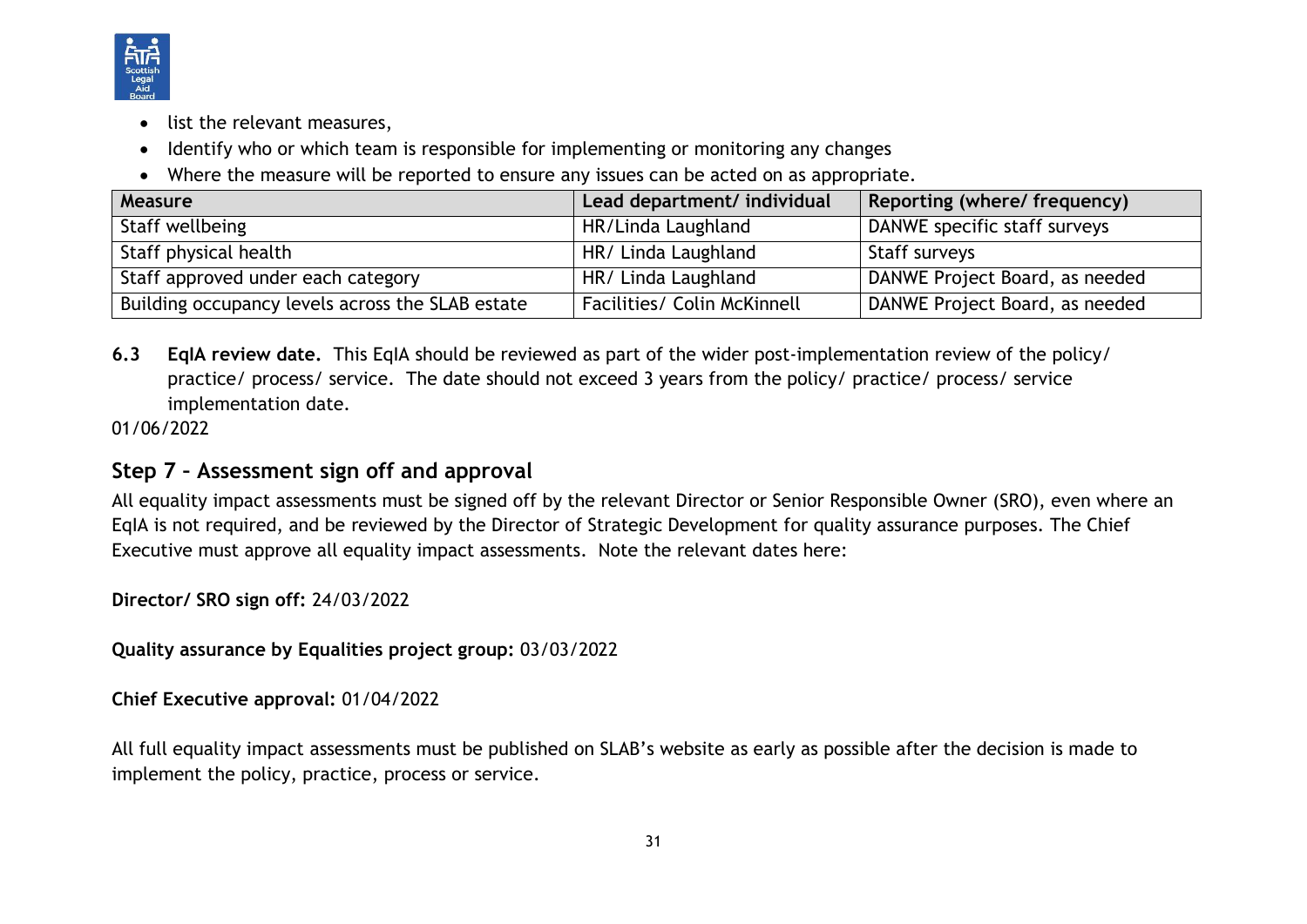- list the relevant measures,
- Identify who or which team is responsible for implementing or monitoring any changes
- Where the measure will be reported to ensure any issues can be acted on as appropriate.

| Measure | Lead department/ individual | Reporting (where/ frequency) |
|---|---|---|
| Staff wellbeing | HR/Linda Laughland | DANWE specific staff surveys |
| Staff physical health | HR/ Linda Laughland | Staff surveys |
| Staff approved under each category | HR/ Linda Laughland | DANWE Project Board, as needed |
| Building occupancy levels across the SLAB estate | Facilities/ Colin McKinnell | DANWE Project Board, as needed |

**6.3 EqIA review date.** This EqIA should be reviewed as part of the wider post-implementation review of the policy/ practice/ process/ service. The date should not exceed 3 years from the policy/ practice/ process/ service implementation date.

01/06/2022

## Step 7 – Assessment sign off and approval

All equality impact assessments must be signed off by the relevant Director or Senior Responsible Owner (SRO), even where an EqIA is not required, and be reviewed by the Director of Strategic Development for quality assurance purposes. The Chief Executive must approve all equality impact assessments. Note the relevant dates here:

**Director/ SRO sign off:** 24/03/2022

**Quality assurance by Equalities project group:** 03/03/2022

**Chief Executive approval:** 01/04/2022

All full equality impact assessments must be published on SLAB's website as early as possible after the decision is made to implement the policy, practice, process or service.